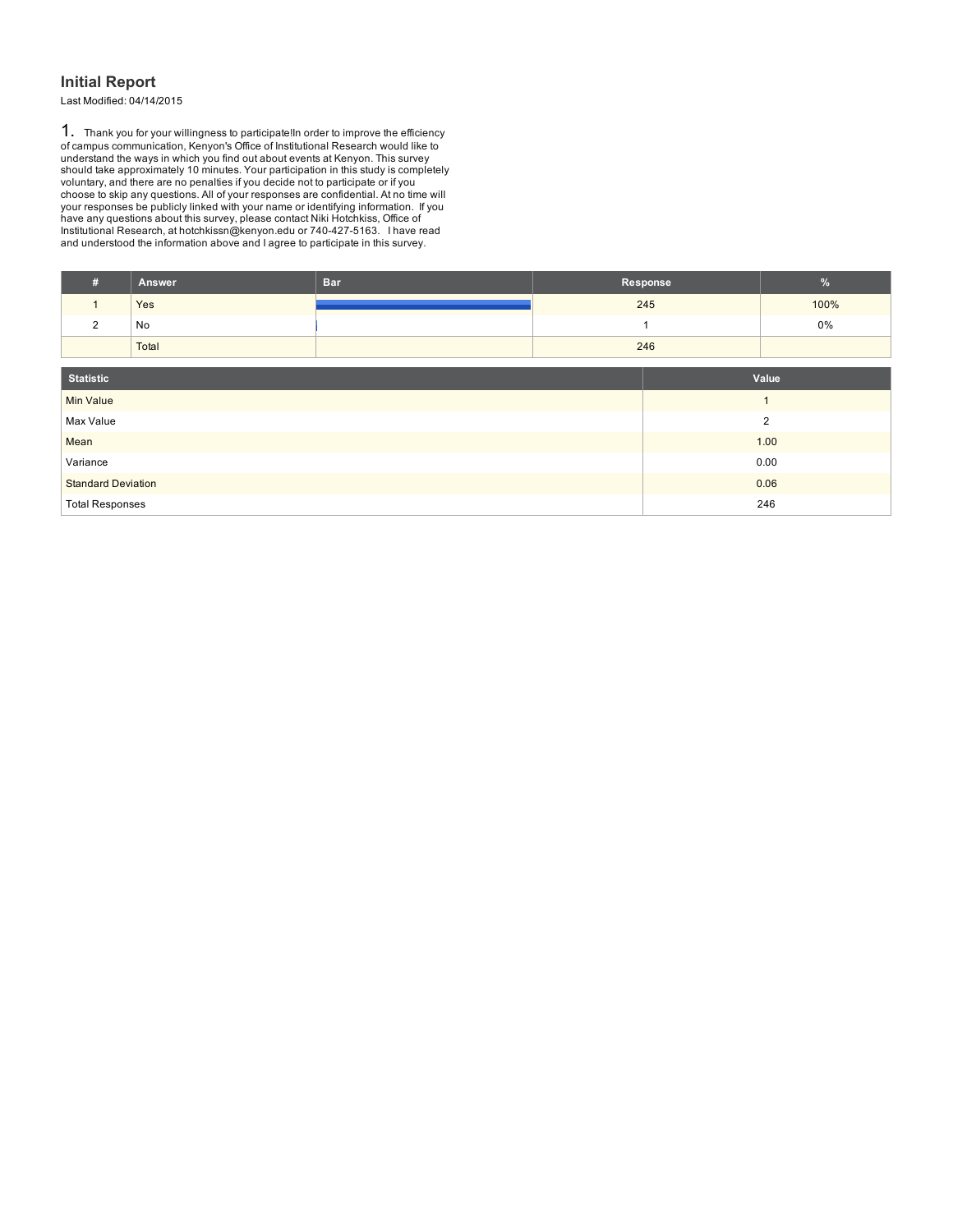## Initial Report

Last Modified: 04/14/2015

1. Thank you for your willingness to participate!In order to improve the efficiency of campus communication, Kenyon's Office of Institutional Research would like to understand the ways in which you find out about events at Kenyon. This survey should take approximately 10 minutes. Your participation in this study is completely voluntary, and there are no penalties if you decide not to participate or if you choose to skip any questions. All of your responses are confidential. At no time will your responses be publicly linked with your name or identifying information. If you have any questions about this survey, please contact Niki Hotchkiss, Office of Institutional Research, at hotchkissn@kenyon.edu or 740-427-5163. I have read and understood the information above and I agree to participate in this survey.

| # | Answer | Bar | Response | % |
|---|---|---|---|---|
| 1 | Yes | | 245 | 100% |
| 2 | No | | 1 | 0% |
| | Total | | 246 | |

| Statistic | Value |
|---|---|
| Min Value | 1 |
| Max Value | 2 |
| Mean | 1.00 |
| Variance | 0.00 |
| Standard Deviation | 0.06 |
| Total Responses | 246 |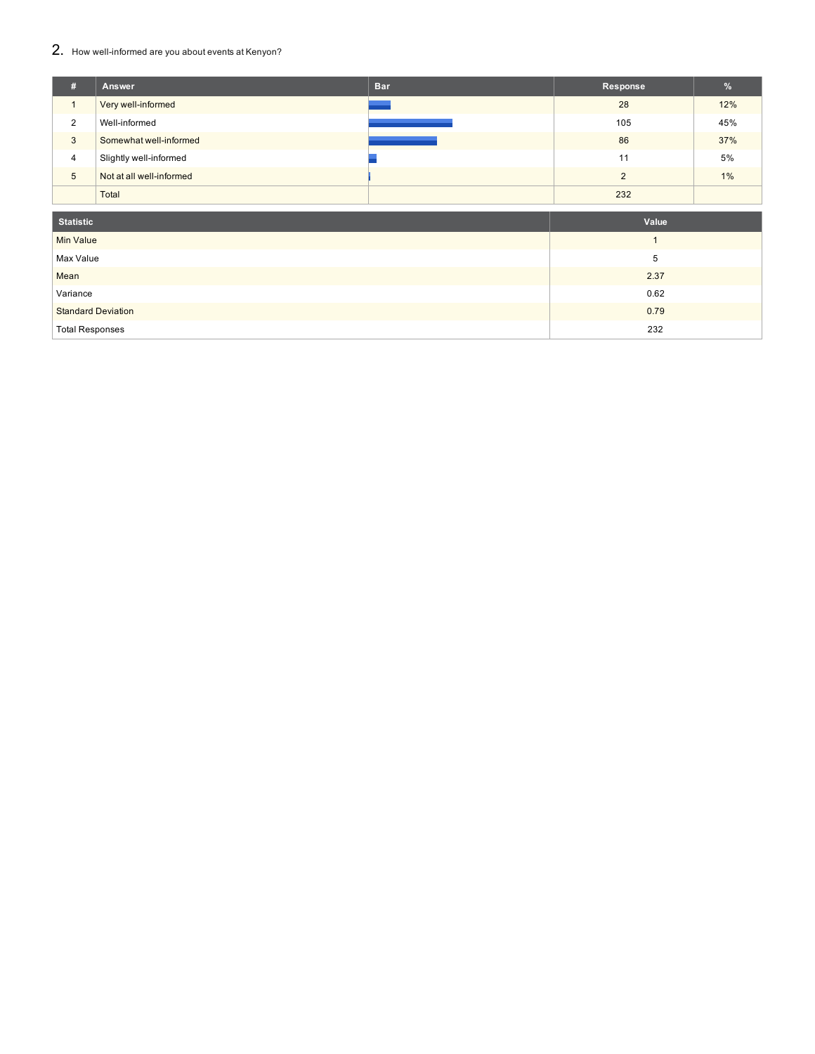## 2. How well-informed are you about events at Kenyon?

| # | Answer | Bar | Response | % |
|---|---|---|---|---|
| 1 | Very well-informed | | 28 | 12% |
| 2 | Well-informed | | 105 | 45% |
| 3 | Somewhat well-informed | | 86 | 37% |
| 4 | Slightly well-informed | | 11 | 5% |
| 5 | Not at all well-informed | | 2 | 1% |
| | Total | | 232 | |

| Statistic | Value |
|---|---|
| Min Value | 1 |
| Max Value | 5 |
| Mean | 2.37 |
| Variance | 0.62 |
| Standard Deviation | 0.79 |
| Total Responses | 232 |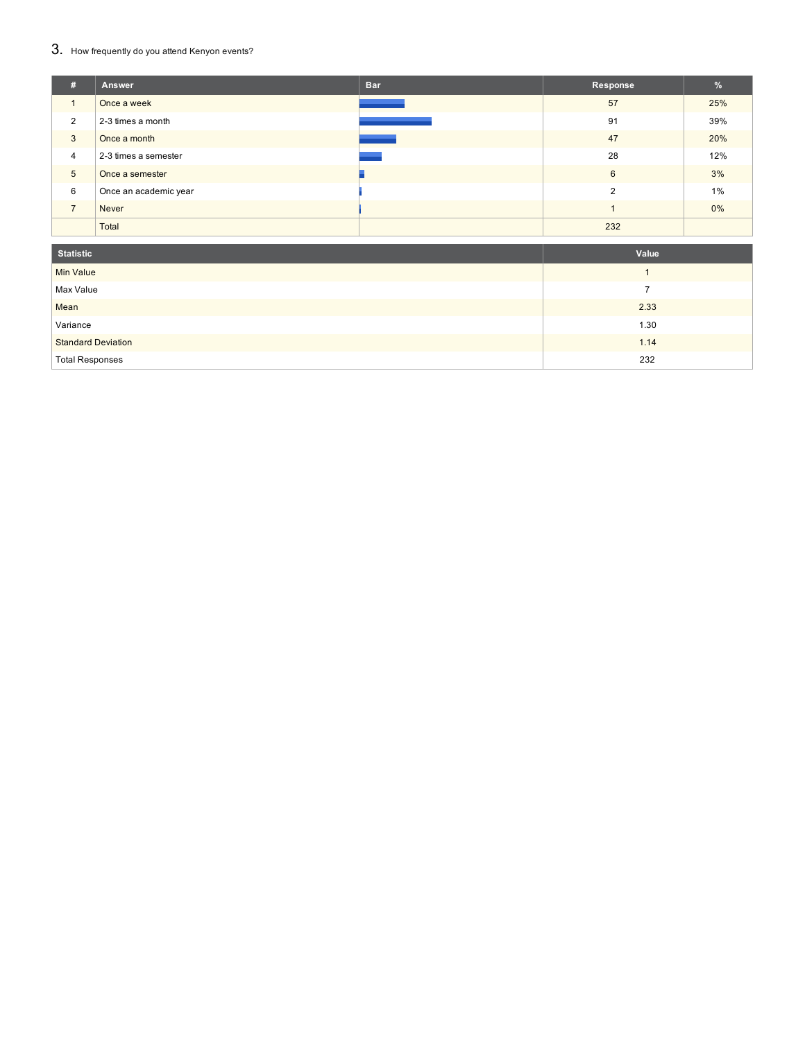## 3. How frequently do you attend Kenyon events?

| # | Answer | Bar | Response | % |
|---|---|---|---|---|
| 1 | Once a week | | 57 | 25% |
| 2 | 2-3 times a month | | 91 | 39% |
| 3 | Once a month | | 47 | 20% |
| 4 | 2-3 times a semester | | 28 | 12% |
| 5 | Once a semester | | 6 | 3% |
| 6 | Once an academic year | | 2 | 1% |
| 7 | Never | | 1 | 0% |
| | Total | | 232 | |

| Statistic | Value |
|---|---|
| Min Value | 1 |
| Max Value | 7 |
| Mean | 2.33 |
| Variance | 1.30 |
| Standard Deviation | 1.14 |
| Total Responses | 232 |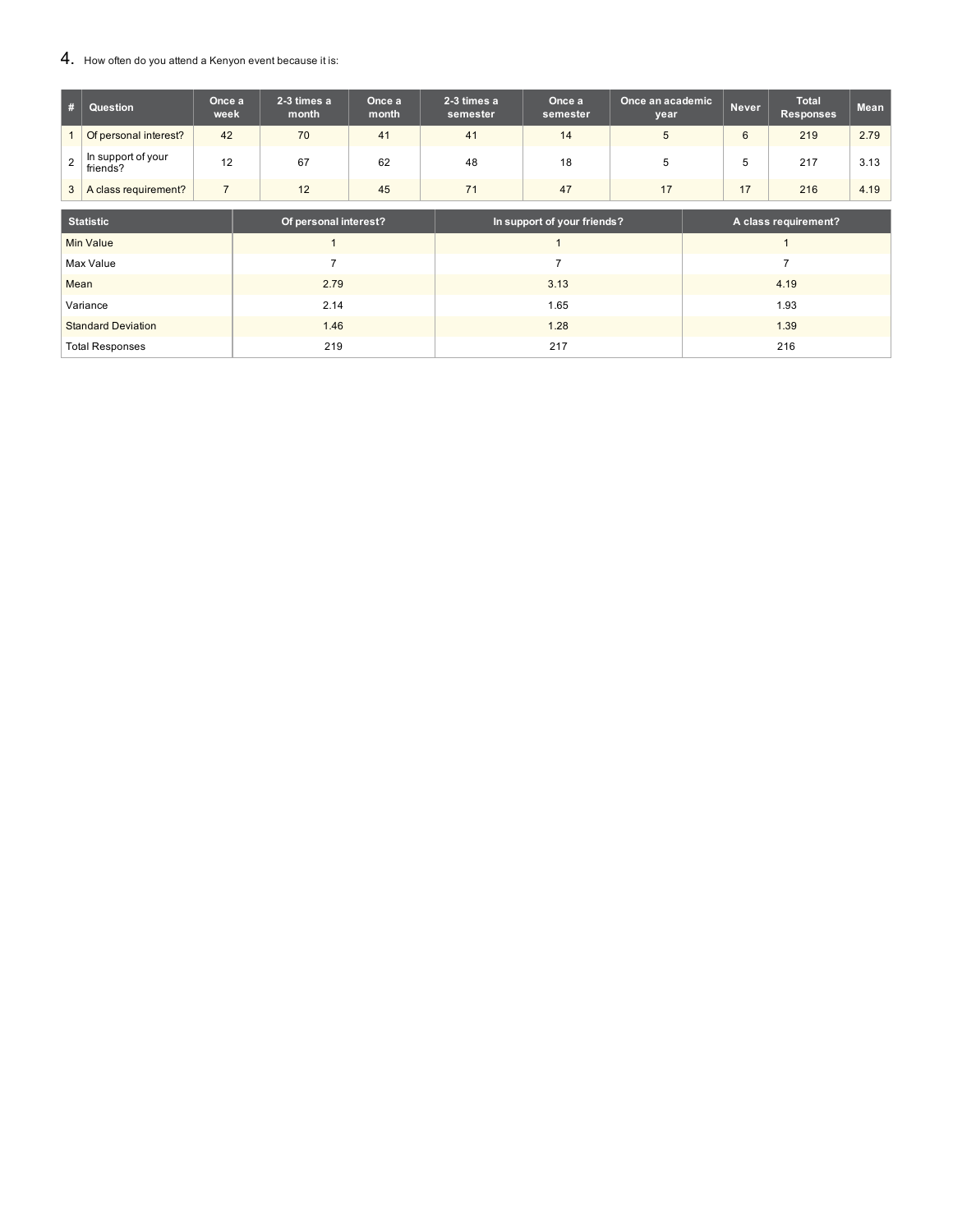4. How often do you attend a Kenyon event because it is:

| # | Question | Once a week | 2-3 times a month | Once a month | 2-3 times a semester | Once a semester | Once an academic year | Never | Total Responses | Mean |
|---|---|---|---|---|---|---|---|---|---|---|
| 1 | Of personal interest? | 42 | 70 | 41 | 41 | 14 | 5 | 6 | 219 | 2.79 |
| 2 | In support of your friends? | 12 | 67 | 62 | 48 | 18 | 5 | 5 | 217 | 3.13 |
| 3 | A class requirement? | 7 | 12 | 45 | 71 | 47 | 17 | 17 | 216 | 4.19 |

| Statistic | Of personal interest? | In support of your friends? | A class requirement? |
|---|---|---|---|
| Min Value | 1 | 1 | 1 |
| Max Value | 7 | 7 | 7 |
| Mean | 2.79 | 3.13 | 4.19 |
| Variance | 2.14 | 1.65 | 1.93 |
| Standard Deviation | 1.46 | 1.28 | 1.39 |
| Total Responses | 219 | 217 | 216 |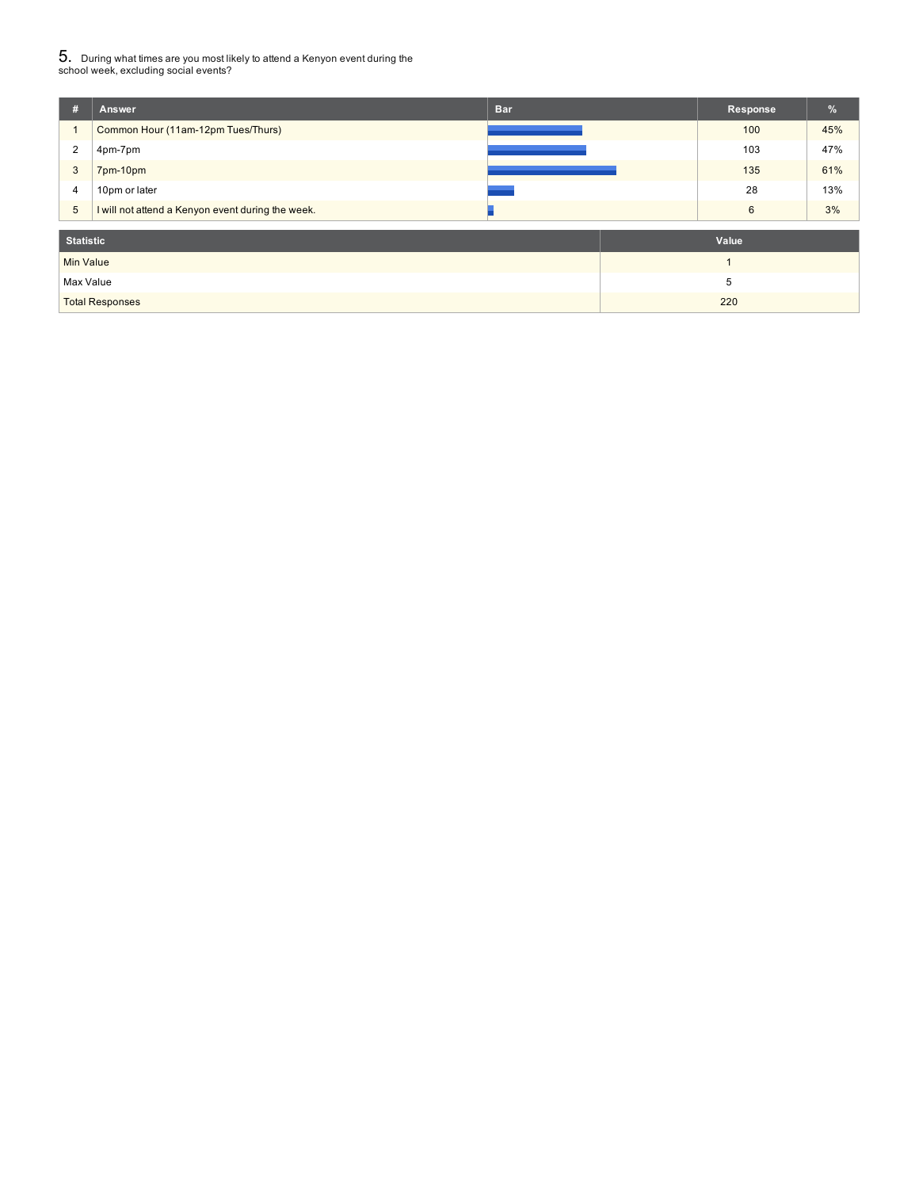## 5. During what times are you most likely to attend a Kenyon event during the school week, excluding social events?

| # | Answer | Bar | Response | % |
|---|---|---|---|---|
| 1 | Common Hour (11am-12pm Tues/Thurs) | | 100 | 45% |
| 2 | 4pm-7pm | | 103 | 47% |
| 3 | 7pm-10pm | | 135 | 61% |
| 4 | 10pm or later | | 28 | 13% |
| 5 | I will not attend a Kenyon event during the week. | | 6 | 3% |

| Statistic | Value |
|---|---|
| Min Value | 1 |
| Max Value | 5 |
| Total Responses | 220 |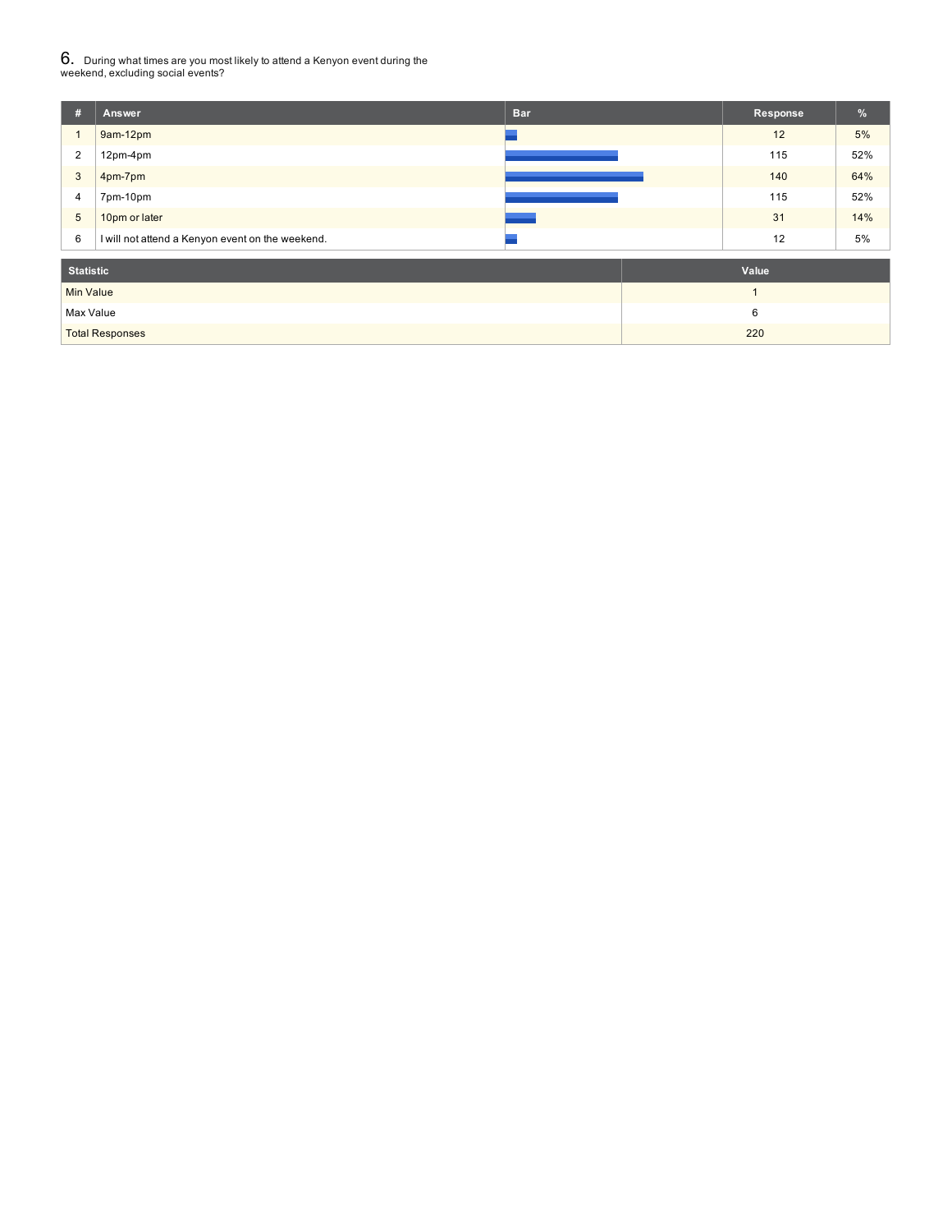## 6. During what times are you most likely to attend a Kenyon event during the weekend, excluding social events?

| # | Answer | Bar | Response | % |
|---|---|---|---|---|
| 1 | 9am-12pm | | 12 | 5% |
| 2 | 12pm-4pm | | 115 | 52% |
| 3 | 4pm-7pm | | 140 | 64% |
| 4 | 7pm-10pm | | 115 | 52% |
| 5 | 10pm or later | | 31 | 14% |
| 6 | I will not attend a Kenyon event on the weekend. | | 12 | 5% |

| Statistic | Value |
|---|---|
| Min Value | 1 |
| Max Value | 6 |
| Total Responses | 220 |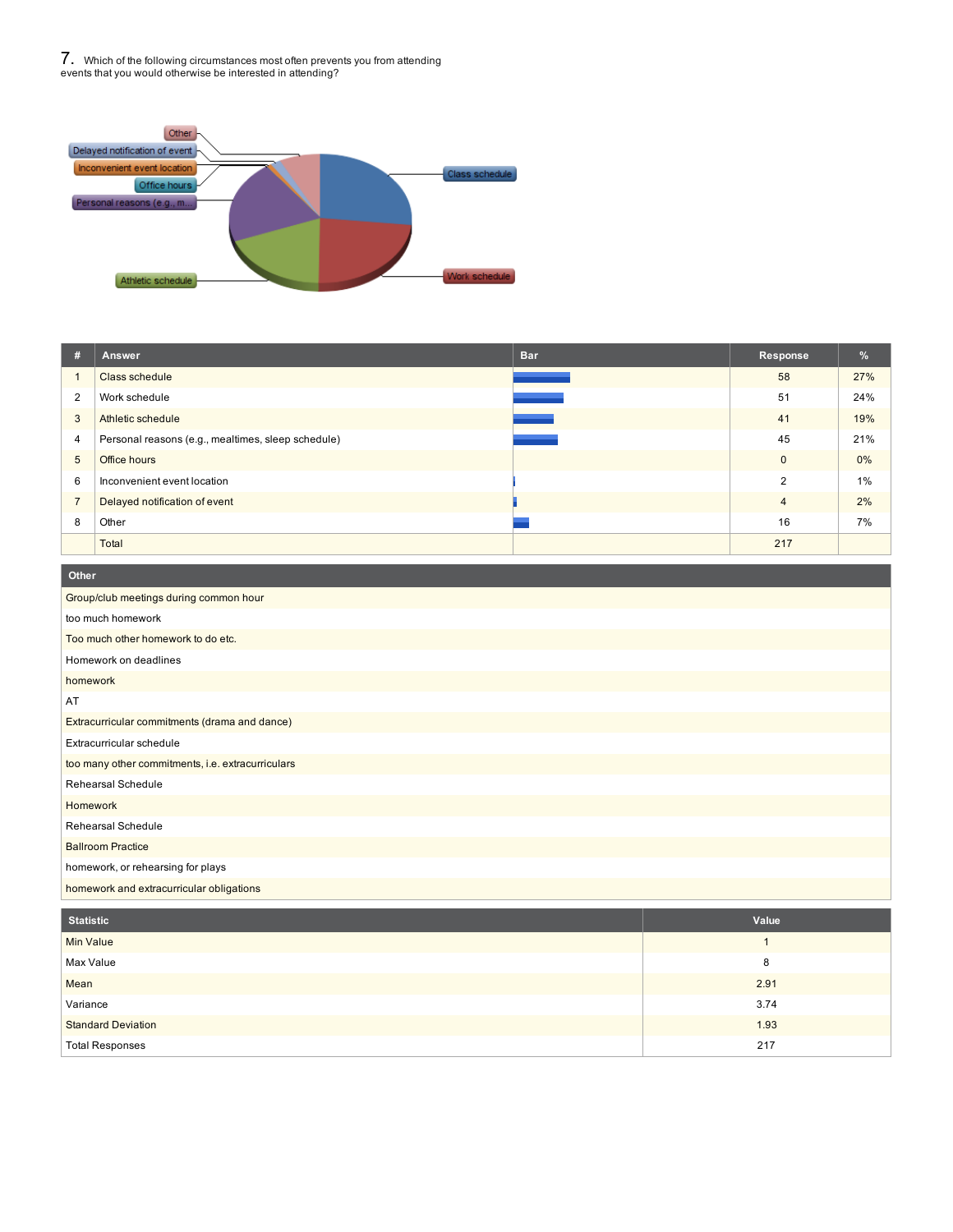7. Which of the following circumstances most often prevents you from attending events that you would otherwise be interested in attending?

| # | Answer | Bar | Response | % |
|---|---|---|---|---|
| 1 | Class schedule | | 58 | 27% |
| 2 | Work schedule | | 51 | 24% |
| 3 | Athletic schedule | | 41 | 19% |
| 4 | Personal reasons (e.g., mealtimes, sleep schedule) | | 45 | 21% |
| 5 | Office hours | | 0 | 0% |
| 6 | Inconvenient event location | | 2 | 1% |
| 7 | Delayed notification of event | | 4 | 2% |
| 8 | Other | | 16 | 7% |
| | Total | | 217 | |

| Other |
|---|
| Group/club meetings during common hour |
| too much homework |
| Too much other homework to do etc. |
| Homework on deadlines |
| homework |
| AT |
| Extracurricular commitments (drama and dance) |
| Extracurricular schedule |
| too many other commitments, i.e. extracurriculars |
| Rehearsal Schedule |
| Homework |
| Rehearsal Schedule |
| Ballroom Practice |
| homework, or rehearsing for plays |
| homework and extracurricular obligations |

| Statistic | Value |
|---|---|
| Min Value | 1 |
| Max Value | 8 |
| Mean | 2.91 |
| Variance | 3.74 |
| Standard Deviation | 1.93 |
| Total Responses | 217 |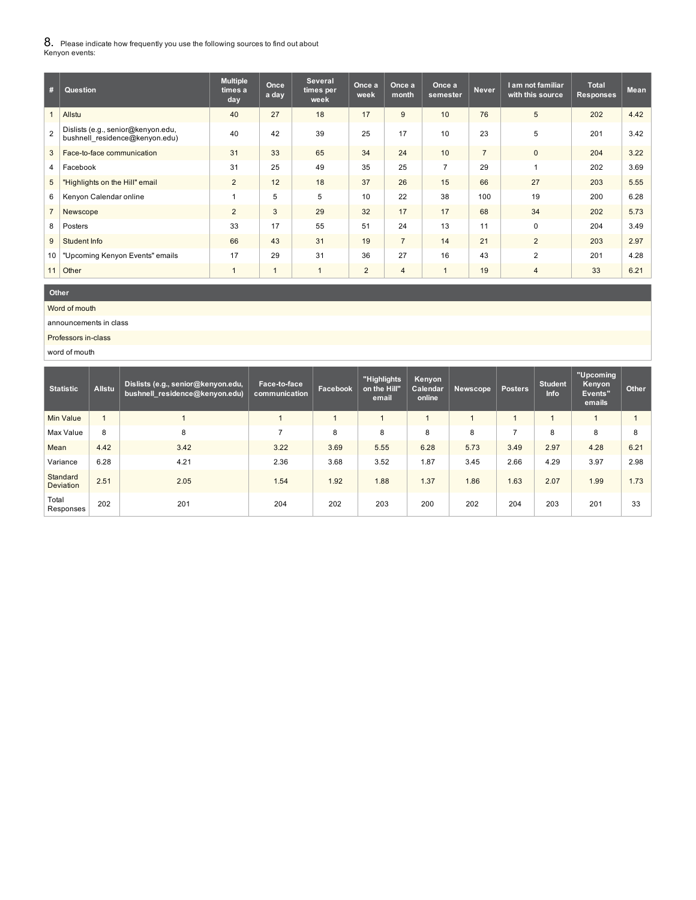## 8. Please indicate how frequently you use the following sources to find out about Kenyon events:

| # | Question | Multiple times a day | Once a day | Several times per week | Once a week | Once a month | Once a semester | Never | I am not familiar with this source | Total Responses | Mean |
|---|---|---|---|---|---|---|---|---|---|---|---|
| 1 | Allstu | 40 | 27 | 18 | 17 | 9 | 10 | 76 | 5 | 202 | 4.42 |
| 2 | Dislists (e.g., senior@kenyon.edu, bushnell_residence@kenyon.edu) | 40 | 42 | 39 | 25 | 17 | 10 | 23 | 5 | 201 | 3.42 |
| 3 | Face-to-face communication | 31 | 33 | 65 | 34 | 24 | 10 | 7 | 0 | 204 | 3.22 |
| 4 | Facebook | 31 | 25 | 49 | 35 | 25 | 7 | 29 | 1 | 202 | 3.69 |
| 5 | "Highlights on the Hill" email | 2 | 12 | 18 | 37 | 26 | 15 | 66 | 27 | 203 | 5.55 |
| 6 | Kenyon Calendar online | 1 | 5 | 5 | 10 | 22 | 38 | 100 | 19 | 200 | 6.28 |
| 7 | Newscope | 2 | 3 | 29 | 32 | 17 | 17 | 68 | 34 | 202 | 5.73 |
| 8 | Posters | 33 | 17 | 55 | 51 | 24 | 13 | 11 | 0 | 204 | 3.49 |
| 9 | Student Info | 66 | 43 | 31 | 19 | 7 | 14 | 21 | 2 | 203 | 2.97 |
| 10 | "Upcoming Kenyon Events" emails | 17 | 29 | 31 | 36 | 27 | 16 | 43 | 2 | 201 | 4.28 |
| 11 | Other | 1 | 1 | 1 | 2 | 4 | 1 | 19 | 4 | 33 | 6.21 |

| Other |
|---|
| Word of mouth |
| announcements in class |
| Professors in-class |
| word of mouth |

| Statistic | Allstu | Dislists (e.g., senior@kenyon.edu, bushnell_residence@kenyon.edu) | Face-to-face communication | Facebook | "Highlights on the Hill" email | Kenyon Calendar online | Newscope | Posters | Student Info | "Upcoming Kenyon Events" emails | Other |
|---|---|---|---|---|---|---|---|---|---|---|---|
| Min Value | 1 | 1 | 1 | 1 | 1 | 1 | 1 | 1 | 1 | 1 | 1 |
| Max Value | 8 | 8 | 7 | 8 | 8 | 8 | 8 | 7 | 8 | 8 | 8 |
| Mean | 4.42 | 3.42 | 3.22 | 3.69 | 5.55 | 6.28 | 5.73 | 3.49 | 2.97 | 4.28 | 6.21 |
| Variance | 6.28 | 4.21 | 2.36 | 3.68 | 3.52 | 1.87 | 3.45 | 2.66 | 4.29 | 3.97 | 2.98 |
| Standard Deviation | 2.51 | 2.05 | 1.54 | 1.92 | 1.88 | 1.37 | 1.86 | 1.63 | 2.07 | 1.99 | 1.73 |
| Total Responses | 202 | 201 | 204 | 202 | 203 | 200 | 202 | 204 | 203 | 201 | 33 |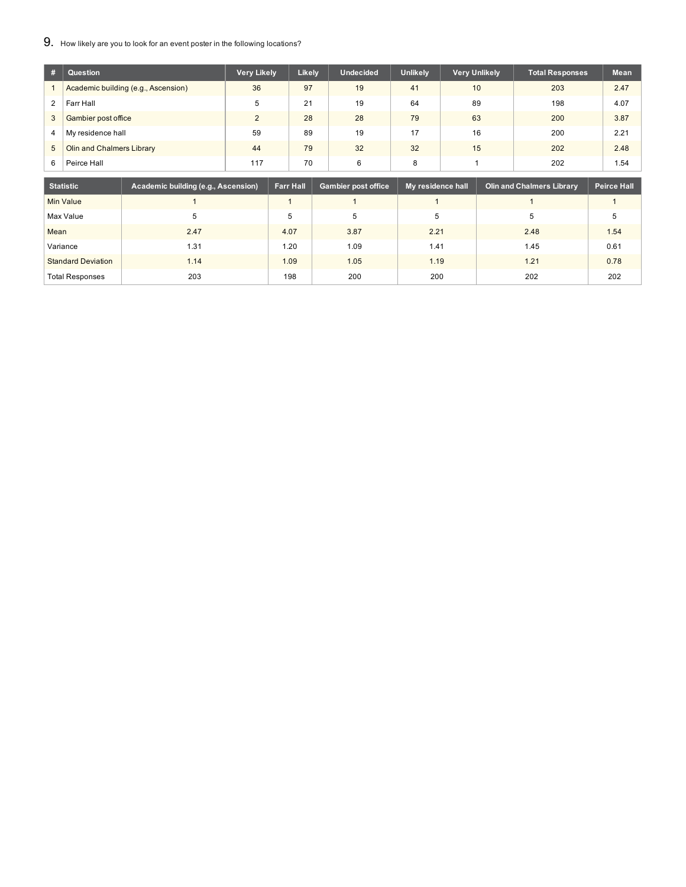9. How likely are you to look for an event poster in the following locations?

| # | Question | Very Likely | Likely | Undecided | Unlikely | Very Unlikely | Total Responses | Mean |
|---|---|---|---|---|---|---|---|---|
| 1 | Academic building (e.g., Ascension) | 36 | 97 | 19 | 41 | 10 | 203 | 2.47 |
| 2 | Farr Hall | 5 | 21 | 19 | 64 | 89 | 198 | 4.07 |
| 3 | Gambier post office | 2 | 28 | 28 | 79 | 63 | 200 | 3.87 |
| 4 | My residence hall | 59 | 89 | 19 | 17 | 16 | 200 | 2.21 |
| 5 | Olin and Chalmers Library | 44 | 79 | 32 | 32 | 15 | 202 | 2.48 |
| 6 | Peirce Hall | 117 | 70 | 6 | 8 | 1 | 202 | 1.54 |

| Statistic | Academic building (e.g., Ascension) | Farr Hall | Gambier post office | My residence hall | Olin and Chalmers Library | Peirce Hall |
|---|---|---|---|---|---|---|
| Min Value | 1 | 1 | 1 | 1 | 1 | 1 |
| Max Value | 5 | 5 | 5 | 5 | 5 | 5 |
| Mean | 2.47 | 4.07 | 3.87 | 2.21 | 2.48 | 1.54 |
| Variance | 1.31 | 1.20 | 1.09 | 1.41 | 1.45 | 0.61 |
| Standard Deviation | 1.14 | 1.09 | 1.05 | 1.19 | 1.21 | 0.78 |
| Total Responses | 203 | 198 | 200 | 200 | 202 | 202 |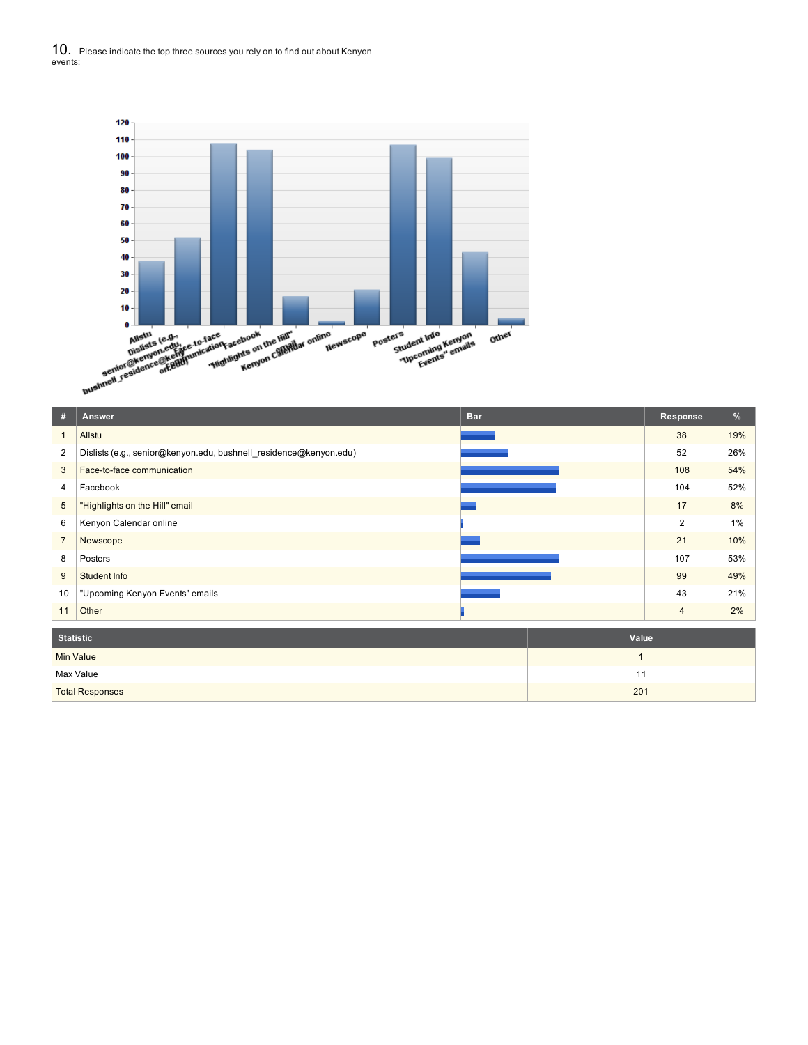## 10. Please indicate the top three sources you rely on to find out about Kenyon events:

| # | Answer | Bar | Response | % |
|---|---|---|---|---|
| 1 | Allstu | | 38 | 19% |
| 2 | Dislists (e.g., senior@kenyon.edu, bushnell_residence@kenyon.edu) | | 52 | 26% |
| 3 | Face-to-face communication | | 108 | 54% |
| 4 | Facebook | | 104 | 52% |
| 5 | "Highlights on the Hill" email | | 17 | 8% |
| 6 | Kenyon Calendar online | | 2 | 1% |
| 7 | Newscope | | 21 | 10% |
| 8 | Posters | | 107 | 53% |
| 9 | Student Info | | 99 | 49% |
| 10 | "Upcoming Kenyon Events" emails | | 43 | 21% |
| 11 | Other | | 4 | 2% |

| Statistic | Value |
|---|---|
| Min Value | 1 |
| Max Value | 11 |
| Total Responses | 201 |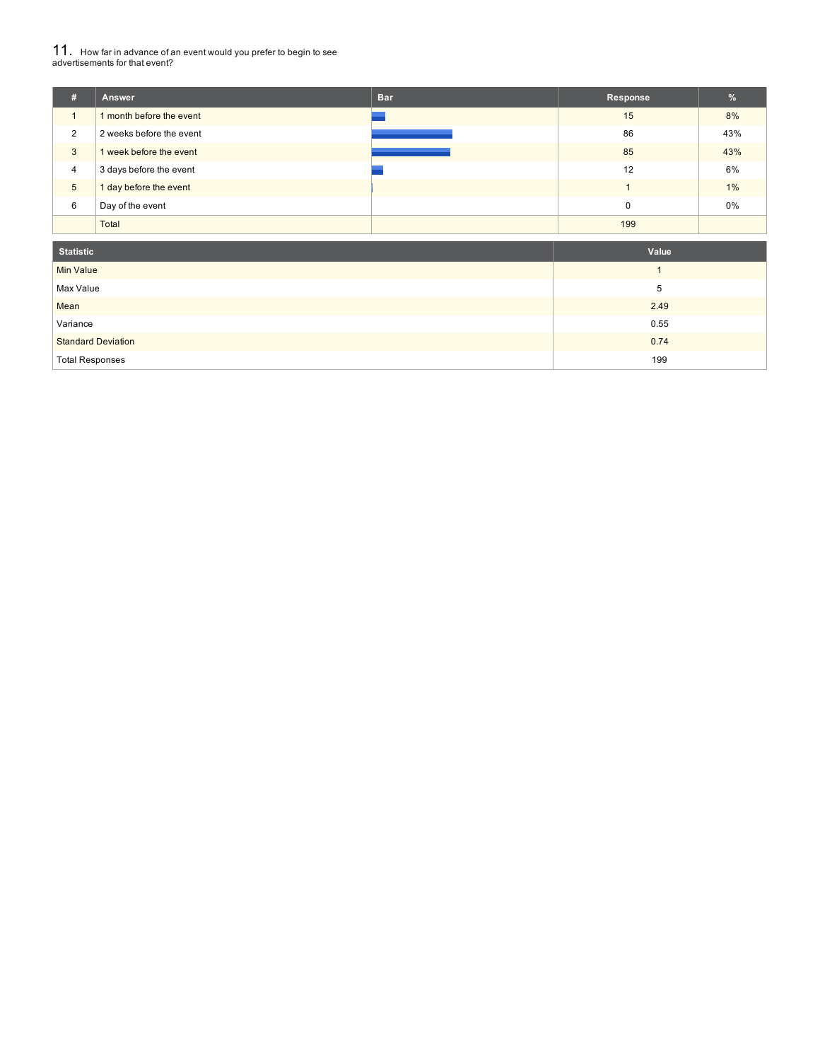## 11. How far in advance of an event would you prefer to begin to see advertisements for that event?

| # | Answer | Bar | Response | % |
|---|---|---|---|---|
| 1 | 1 month before the event | | 15 | 8% |
| 2 | 2 weeks before the event | | 86 | 43% |
| 3 | 1 week before the event | | 85 | 43% |
| 4 | 3 days before the event | | 12 | 6% |
| 5 | 1 day before the event | | 1 | 1% |
| 6 | Day of the event | | 0 | 0% |
| | Total | | 199 | |

| Statistic | Value |
|---|---|
| Min Value | 1 |
| Max Value | 5 |
| Mean | 2.49 |
| Variance | 0.55 |
| Standard Deviation | 0.74 |
| Total Responses | 199 |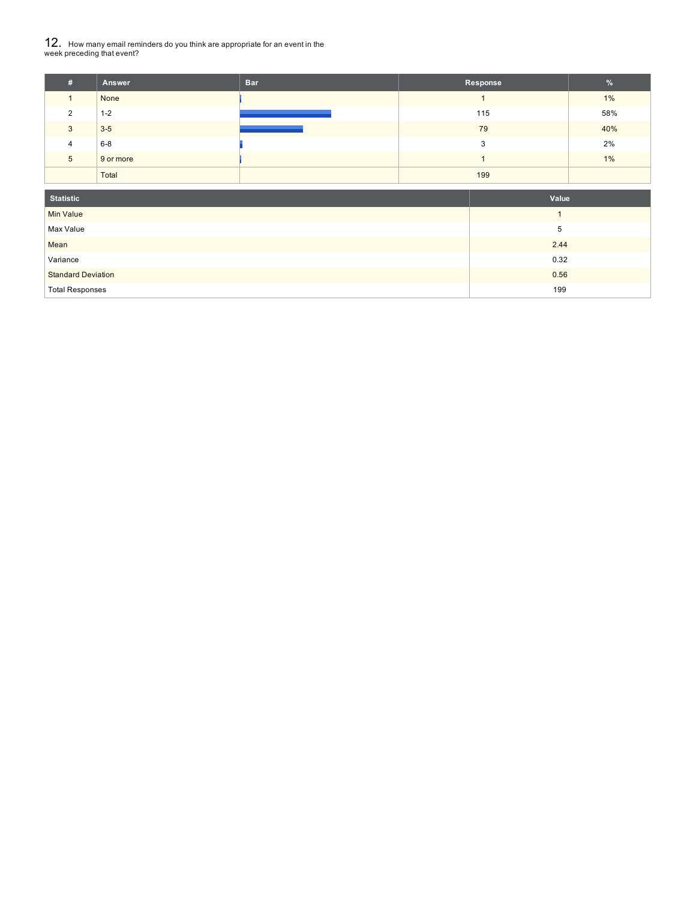## 12. How many email reminders do you think are appropriate for an event in the week preceding that event?

| # | Answer | Bar | Response | % |
|---|---|---|---|---|
| 1 | None | | 1 | 1% |
| 2 | 1-2 | | 115 | 58% |
| 3 | 3-5 | | 79 | 40% |
| 4 | 6-8 | | 3 | 2% |
| 5 | 9 or more | | 1 | 1% |
| | Total | | 199 | |

| Statistic | Value |
|---|---|
| Min Value | 1 |
| Max Value | 5 |
| Mean | 2.44 |
| Variance | 0.32 |
| Standard Deviation | 0.56 |
| Total Responses | 199 |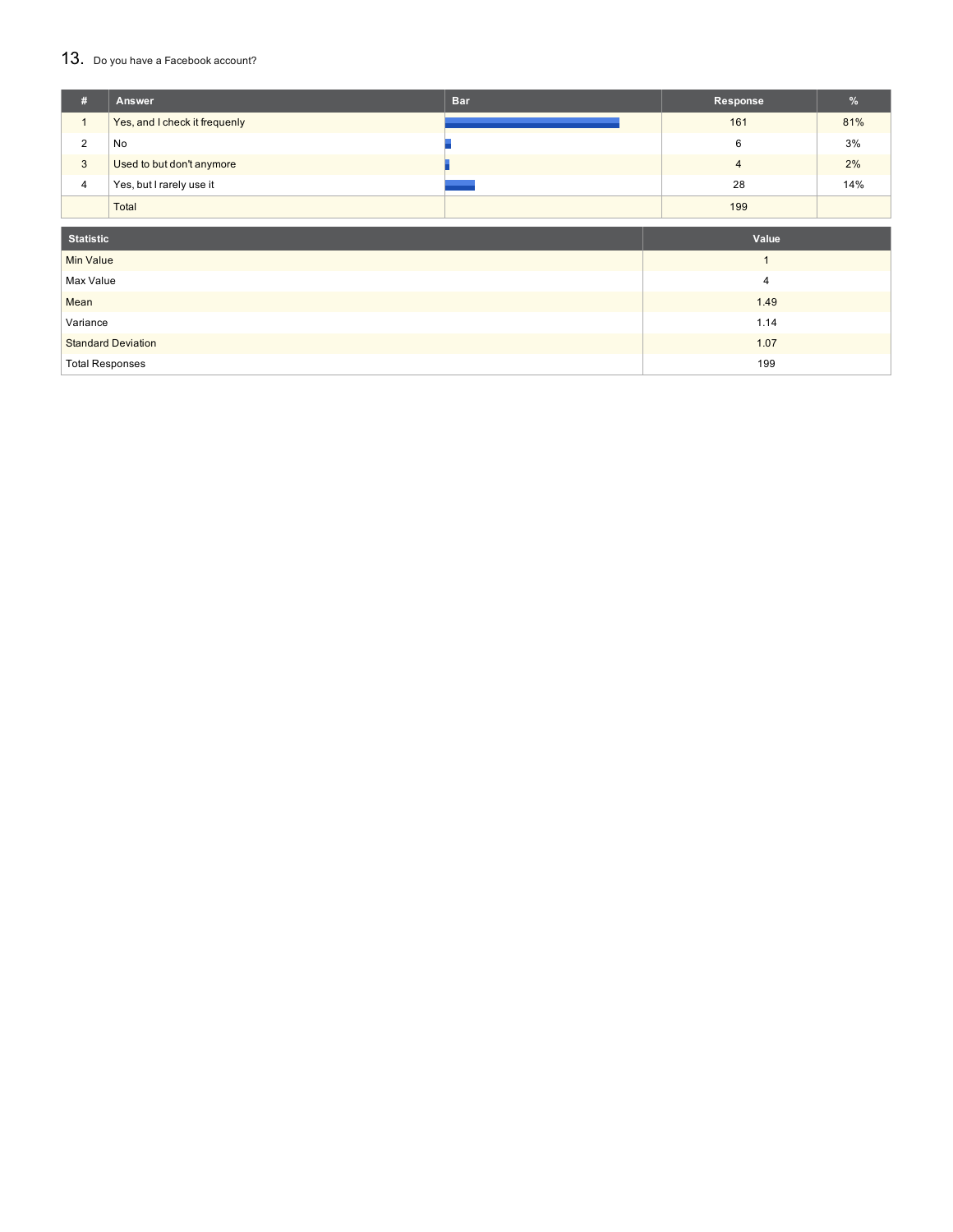## 13. Do you have a Facebook account?

| # | Answer | Bar | Response | % |
|---|---|---|---|---|
| 1 | Yes, and I check it frequenly | | 161 | 81% |
| 2 | No | | 6 | 3% |
| 3 | Used to but don't anymore | | 4 | 2% |
| 4 | Yes, but I rarely use it | | 28 | 14% |
| | Total | | 199 | |

| Statistic | Value |
|---|---|
| Min Value | 1 |
| Max Value | 4 |
| Mean | 1.49 |
| Variance | 1.14 |
| Standard Deviation | 1.07 |
| Total Responses | 199 |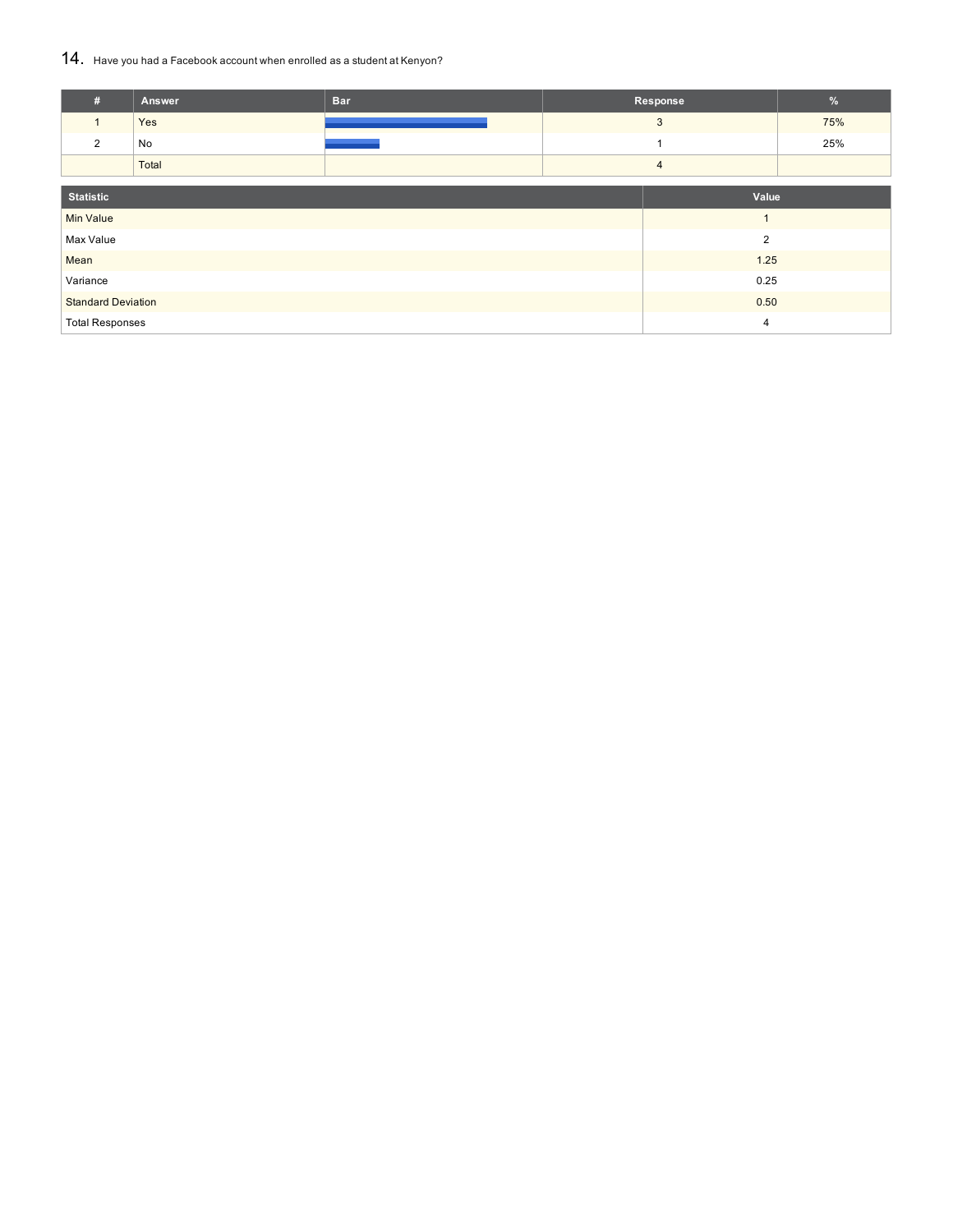## 14. Have you had a Facebook account when enrolled as a student at Kenyon?

| # | Answer | Bar | Response | % |
|---|---|---|---|---|
| 1 | Yes | | 3 | 75% |
| 2 | No | | 1 | 25% |
| | Total | | 4 | |

| Statistic | Value |
|---|---|
| Min Value | 1 |
| Max Value | 2 |
| Mean | 1.25 |
| Variance | 0.25 |
| Standard Deviation | 0.50 |
| Total Responses | 4 |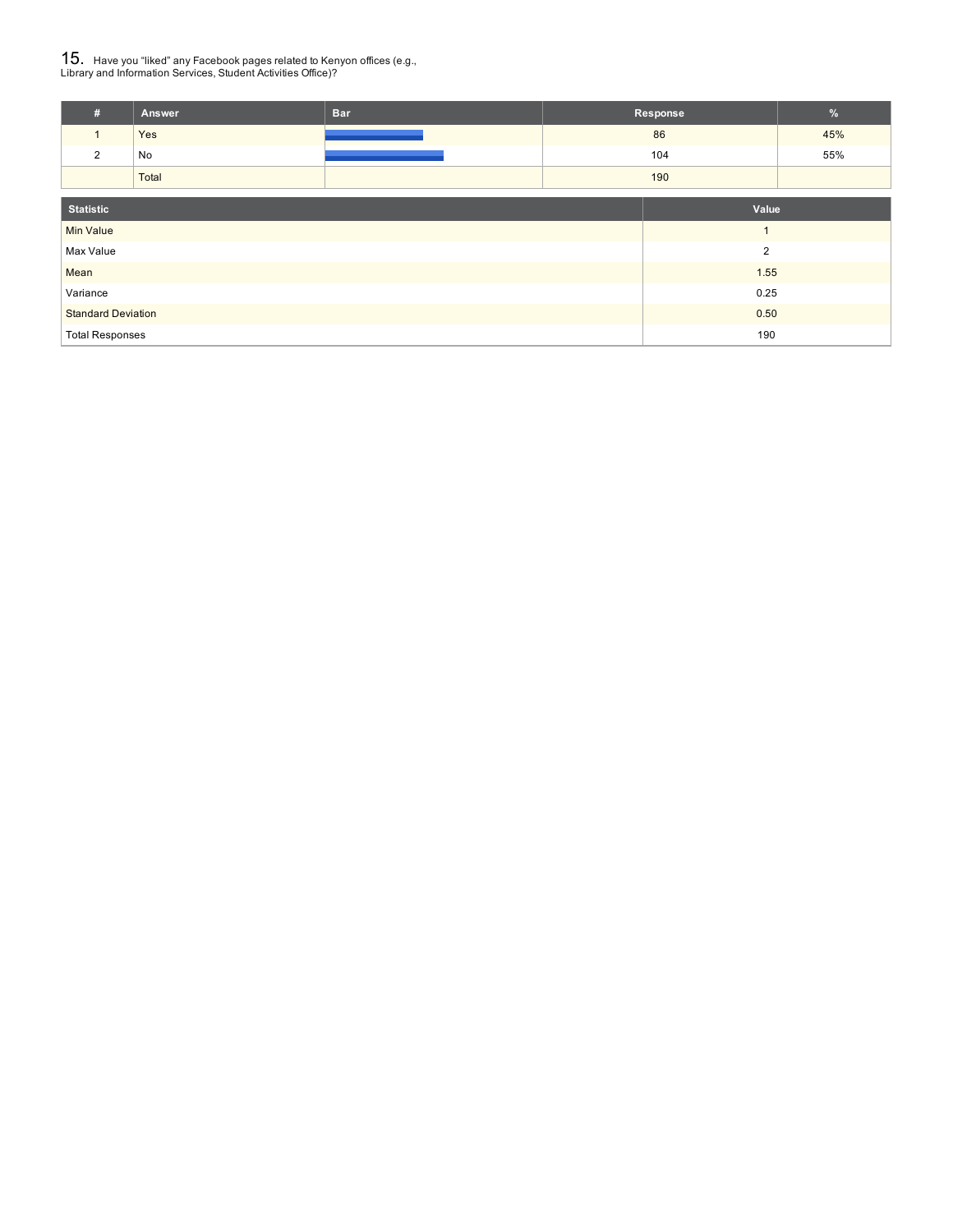## 15. Have you "liked" any Facebook pages related to Kenyon offices (e.g., Library and Information Services, Student Activities Office)?

| # | Answer | Bar | Response | % |
|---|---|---|---|---|
| 1 | Yes | | 86 | 45% |
| 2 | No | | 104 | 55% |
| | Total | | 190 | |

| Statistic | Value |
|---|---|
| Min Value | 1 |
| Max Value | 2 |
| Mean | 1.55 |
| Variance | 0.25 |
| Standard Deviation | 0.50 |
| Total Responses | 190 |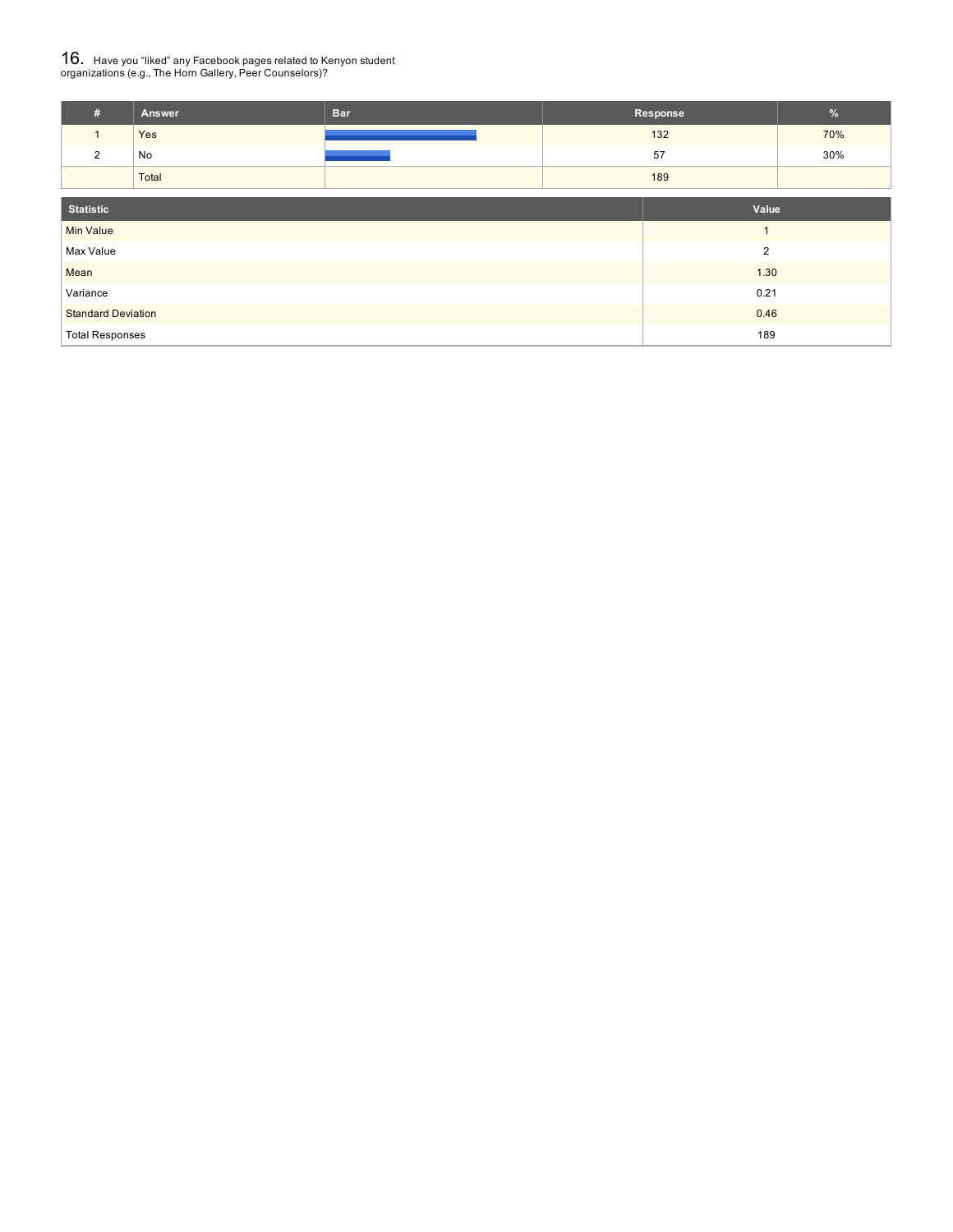## 16. Have you “liked” any Facebook pages related to Kenyon student organizations (e.g., The Horn Gallery, Peer Counselors)?

| # | Answer | Bar | Response | % |
|---|---|---|---|---|
| 1 | Yes | | 132 | 70% |
| 2 | No | | 57 | 30% |
| | Total | | 189 | |

| Statistic | Value |
|---|---|
| Min Value | 1 |
| Max Value | 2 |
| Mean | 1.30 |
| Variance | 0.21 |
| Standard Deviation | 0.46 |
| Total Responses | 189 |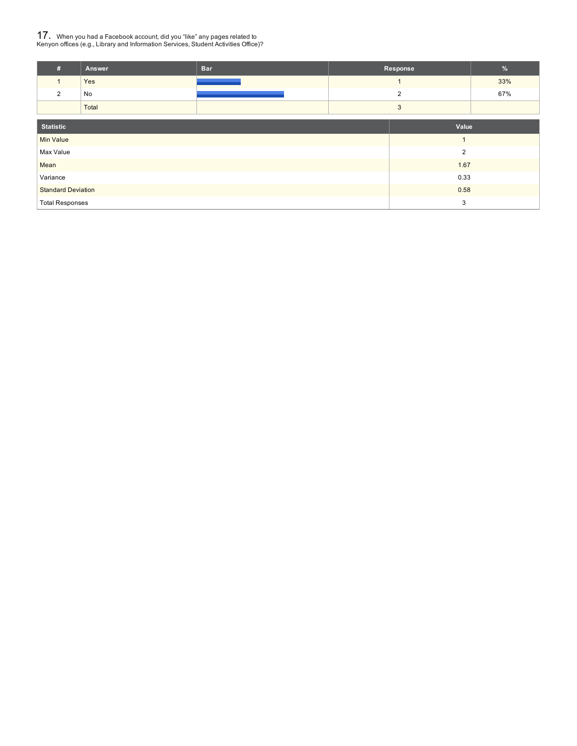## 17. When you had a Facebook account, did you "like" any pages related to Kenyon offices (e.g., Library and Information Services, Student Activities Office)?

| # | Answer | Bar | Response | % |
|---|---|---|---|---|
| 1 | Yes | | 1 | 33% |
| 2 | No | | 2 | 67% |
| | Total | | 3 | |

| Statistic | Value |
|---|---|
| Min Value | 1 |
| Max Value | 2 |
| Mean | 1.67 |
| Variance | 0.33 |
| Standard Deviation | 0.58 |
| Total Responses | 3 |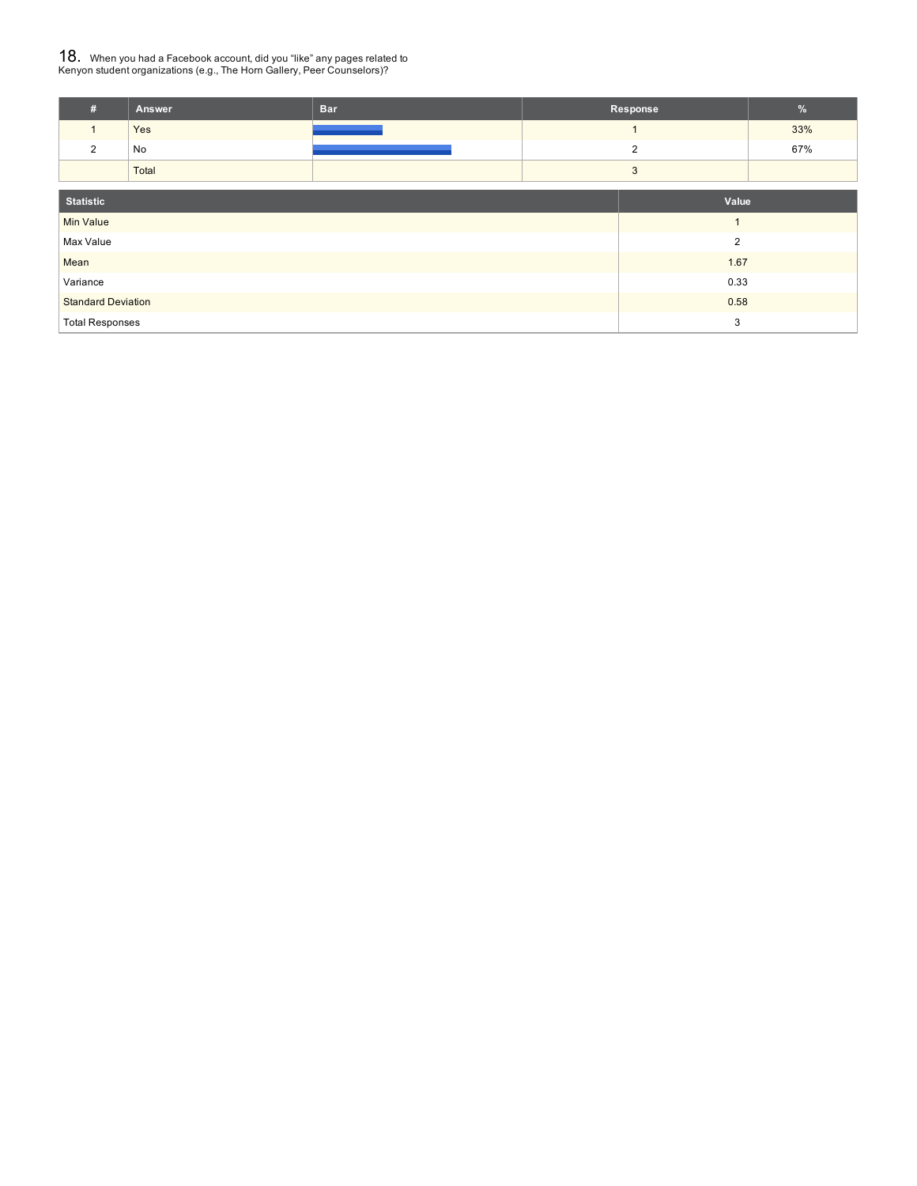## 18. When you had a Facebook account, did you "like" any pages related to Kenyon student organizations (e.g., The Horn Gallery, Peer Counselors)?

| # | Answer | Bar | Response | % |
|---|---|---|---|---|
| 1 | Yes | | 1 | 33% |
| 2 | No | | 2 | 67% |
| | Total | | 3 | |

| Statistic | Value |
|---|---|
| Min Value | 1 |
| Max Value | 2 |
| Mean | 1.67 |
| Variance | 0.33 |
| Standard Deviation | 0.58 |
| Total Responses | 3 |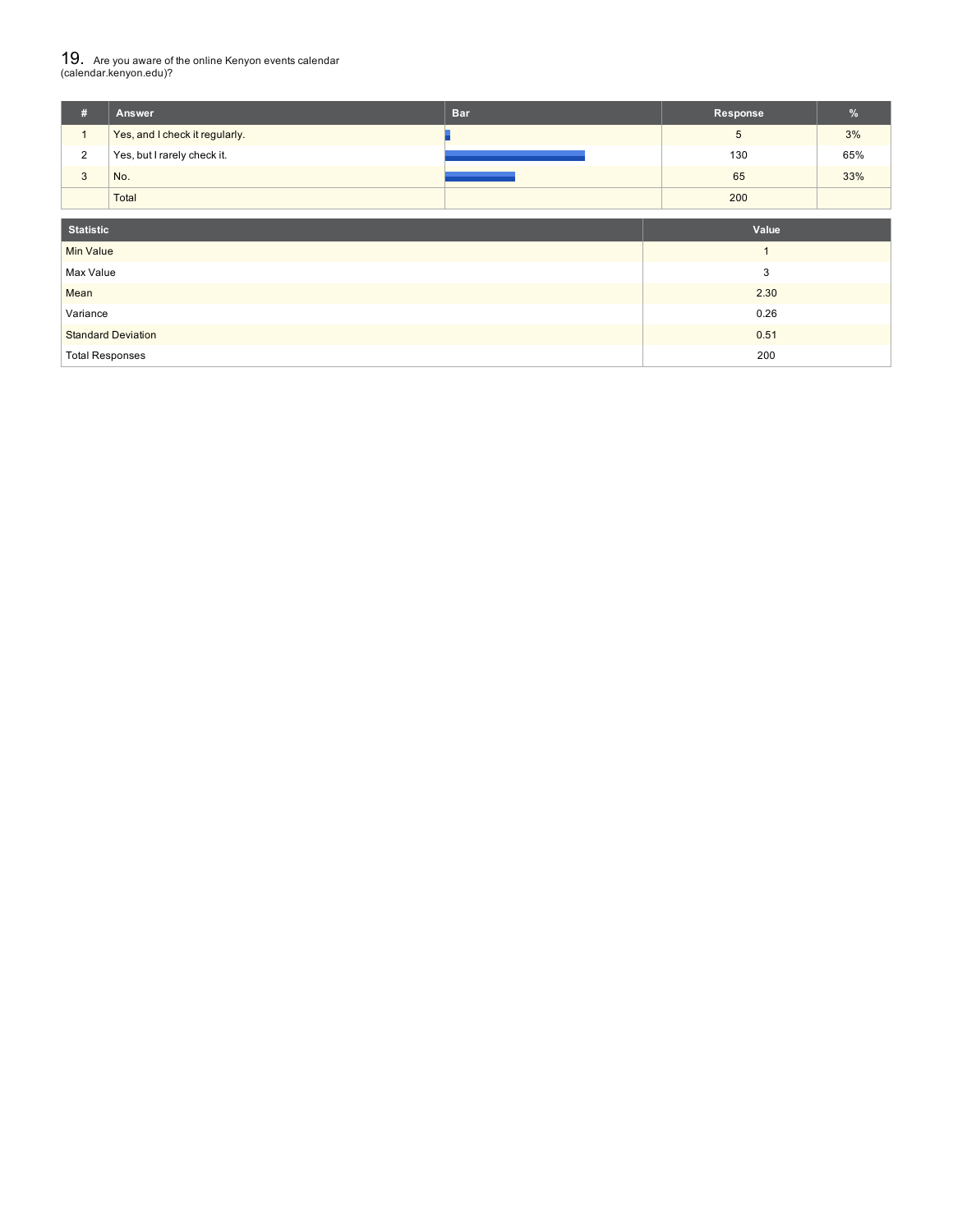## 19. Are you aware of the online Kenyon events calendar (calendar.kenyon.edu)?

| # | Answer | Bar | Response | % |
|---|---|---|---|---|
| 1 | Yes, and I check it regularly. | | 5 | 3% |
| 2 | Yes, but I rarely check it. | | 130 | 65% |
| 3 | No. | | 65 | 33% |
| | Total | | 200 | |

| Statistic | Value |
|---|---|
| Min Value | 1 |
| Max Value | 3 |
| Mean | 2.30 |
| Variance | 0.26 |
| Standard Deviation | 0.51 |
| Total Responses | 200 |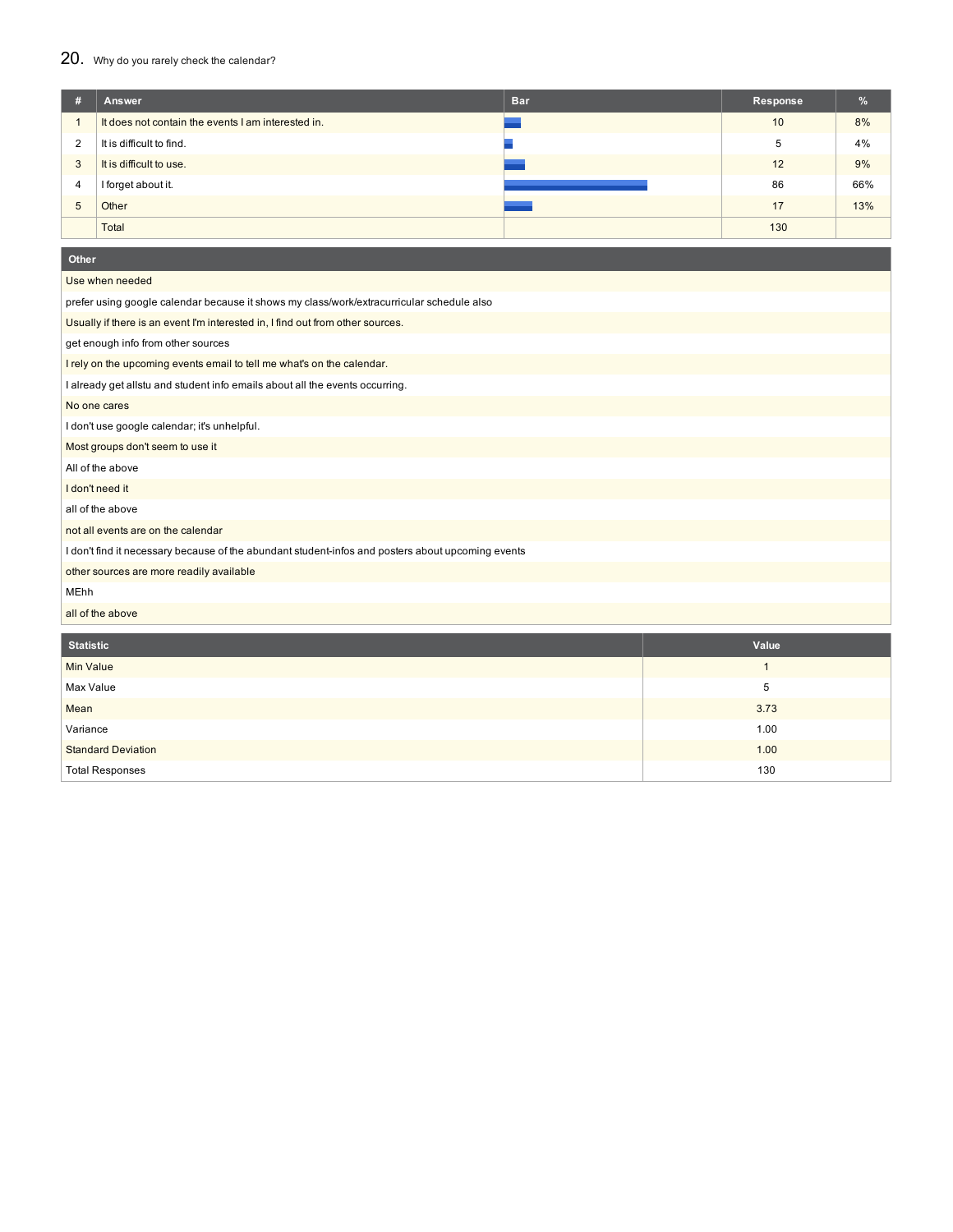## 20. Why do you rarely check the calendar?

| # | Answer | Bar | Response | % |
|---|---|---|---|---|
| 1 | It does not contain the events I am interested in. | | 10 | 8% |
| 2 | It is difficult to find. | | 5 | 4% |
| 3 | It is difficult to use. | | 12 | 9% |
| 4 | I forget about it. | | 86 | 66% |
| 5 | Other | | 17 | 13% |
| | Total | | 130 | |

| Other |
|---|
| Use when needed |
| prefer using google calendar because it shows my class/work/extracurricular schedule also |
| Usually if there is an event I'm interested in, I find out from other sources. |
| get enough info from other sources |
| I rely on the upcoming events email to tell me what's on the calendar. |
| I already get allstu and student info emails about all the events occurring. |
| No one cares |
| I don't use google calendar; it's unhelpful. |
| Most groups don't seem to use it |
| All of the above |
| I don't need it |
| all of the above |
| not all events are on the calendar |
| I don't find it necessary because of the abundant student-infos and posters about upcoming events |
| other sources are more readily available |
| MEhh |
| all of the above |

| Statistic | Value |
|---|---|
| Min Value | 1 |
| Max Value | 5 |
| Mean | 3.73 |
| Variance | 1.00 |
| Standard Deviation | 1.00 |
| Total Responses | 130 |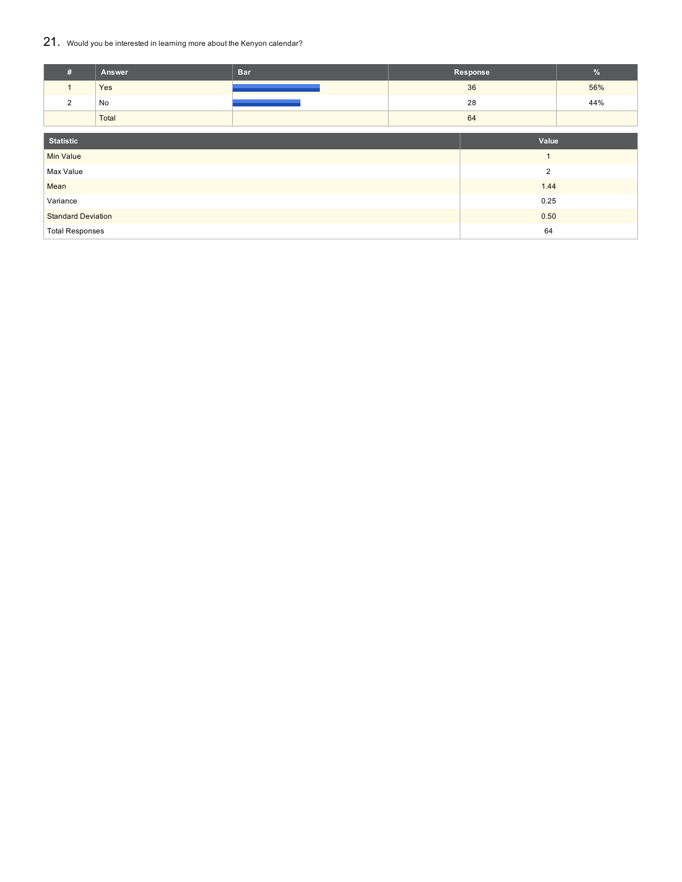## 21. Would you be interested in learning more about the Kenyon calendar?

| # | Answer | Bar | Response | % |
|---|---|---|---|---|
| 1 | Yes | | 36 | 56% |
| 2 | No | | 28 | 44% |
| | Total | | 64 | |

| Statistic | Value |
|---|---|
| Min Value | 1 |
| Max Value | 2 |
| Mean | 1.44 |
| Variance | 0.25 |
| Standard Deviation | 0.50 |
| Total Responses | 64 |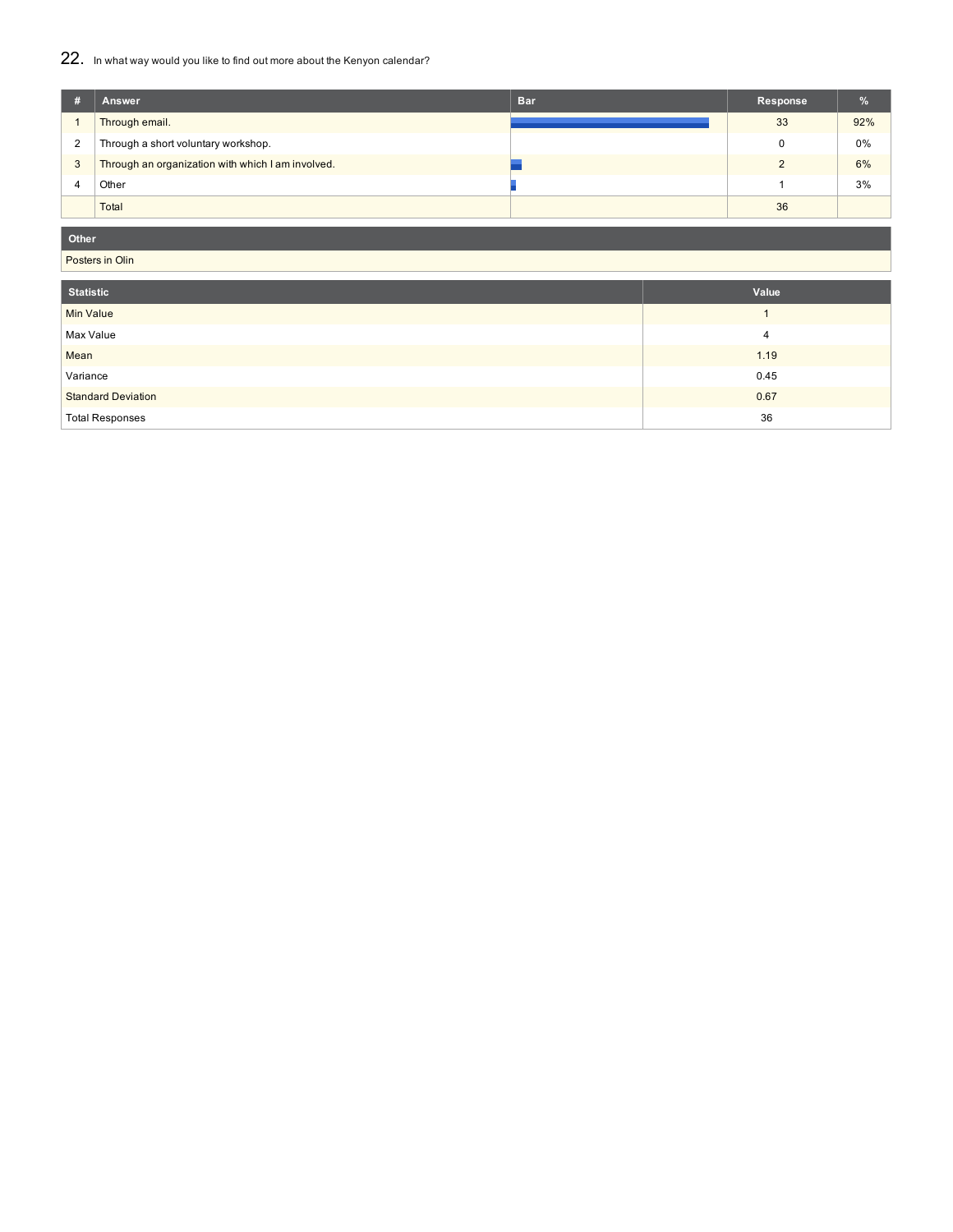## 22. In what way would you like to find out more about the Kenyon calendar?

| # | Answer | Bar | Response | % |
|---|---|---|---|---|
| 1 | Through email. | | 33 | 92% |
| 2 | Through a short voluntary workshop. | | 0 | 0% |
| 3 | Through an organization with which I am involved. | | 2 | 6% |
| 4 | Other | | 1 | 3% |
| | Total | | 36 | |

| Other |
|---|
| Posters in Olin |

| Statistic | Value |
|---|---|
| Min Value | 1 |
| Max Value | 4 |
| Mean | 1.19 |
| Variance | 0.45 |
| Standard Deviation | 0.67 |
| Total Responses | 36 |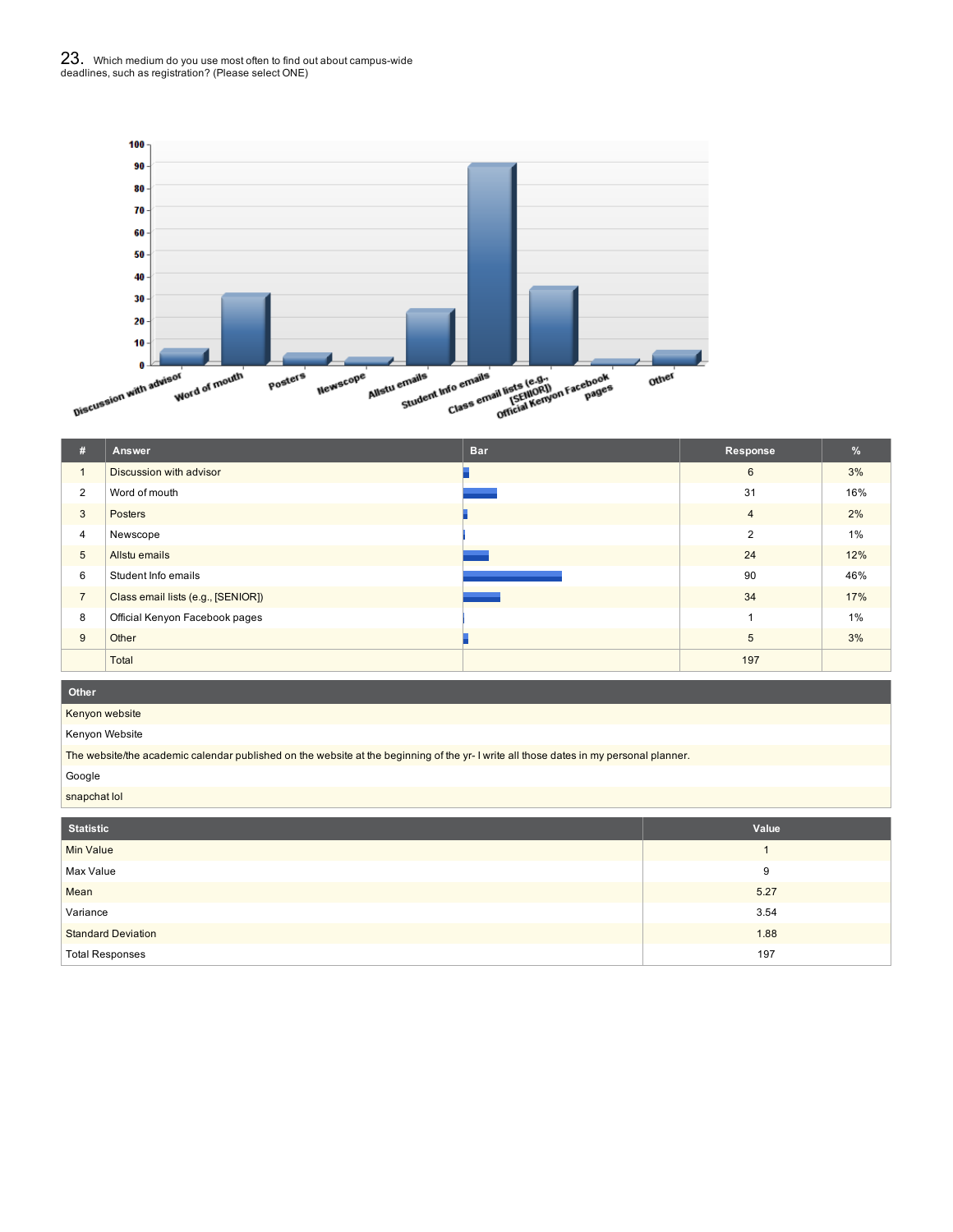## 23. Which medium do you use most often to find out about campus-wide deadlines, such as registration? (Please select ONE)

| # | Answer | Bar | Response | % |
|---|---|---|---|---|
| 1 | Discussion with advisor | | 6 | 3% |
| 2 | Word of mouth | | 31 | 16% |
| 3 | Posters | | 4 | 2% |
| 4 | Newscope | | 2 | 1% |
| 5 | Allstu emails | | 24 | 12% |
| 6 | Student Info emails | | 90 | 46% |
| 7 | Class email lists (e.g., [SENIOR]) | | 34 | 17% |
| 8 | Official Kenyon Facebook pages | | 1 | 1% |
| 9 | Other | | 5 | 3% |
| | Total | | 197 | |

| Other |
|---|
| Kenyon website |
| Kenyon Website |
| The website/the academic calendar published on the website at the beginning of the yr- I write all those dates in my personal planner. |
| Google |
| snapchat lol |

| Statistic | Value |
|---|---|
| Min Value | 1 |
| Max Value | 9 |
| Mean | 5.27 |
| Variance | 3.54 |
| Standard Deviation | 1.88 |
| Total Responses | 197 |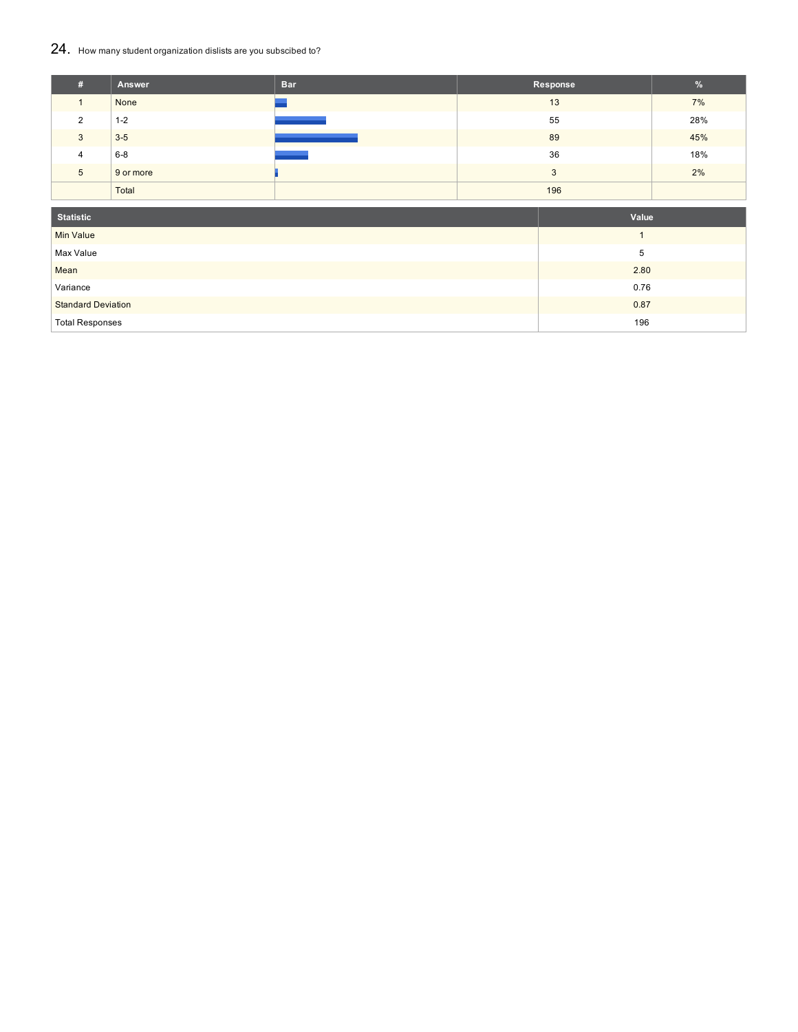## 24. How many student organization dislists are you subscibed to?

| # | Answer | Bar | Response | % |
|---|---|---|---|---|
| 1 | None | | 13 | 7% |
| 2 | 1-2 | | 55 | 28% |
| 3 | 3-5 | | 89 | 45% |
| 4 | 6-8 | | 36 | 18% |
| 5 | 9 or more | | 3 | 2% |
| | Total | | 196 | |

| Statistic | Value |
|---|---|
| Min Value | 1 |
| Max Value | 5 |
| Mean | 2.80 |
| Variance | 0.76 |
| Standard Deviation | 0.87 |
| Total Responses | 196 |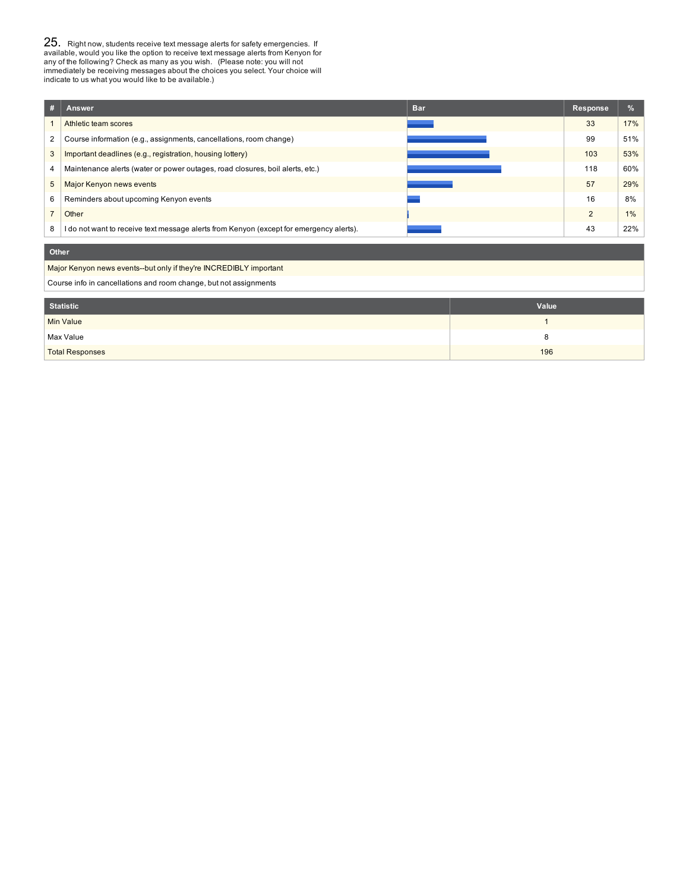## 25. Right now, students receive text message alerts for safety emergencies. If available, would you like the option to receive text message alerts from Kenyon for any of the following? Check as many as you wish. (Please note: you will not immediately be receiving messages about the choices you select. Your choice will indicate to us what you would like to be available.)

| # | Answer | Bar | Response | % |
|---|---|---|---|---|
| 1 | Athletic team scores | | 33 | 17% |
| 2 | Course information (e.g., assignments, cancellations, room change) | | 99 | 51% |
| 3 | Important deadlines (e.g., registration, housing lottery) | | 103 | 53% |
| 4 | Maintenance alerts (water or power outages, road closures, boil alerts, etc.) | | 118 | 60% |
| 5 | Major Kenyon news events | | 57 | 29% |
| 6 | Reminders about upcoming Kenyon events | | 16 | 8% |
| 7 | Other | | 2 | 1% |
| 8 | I do not want to receive text message alerts from Kenyon (except for emergency alerts). | | 43 | 22% |

| Other |
|---|
| Major Kenyon news events--but only if they're INCREDIBLY important |
| Course info in cancellations and room change, but not assignments |

| Statistic | Value |
|---|---|
| Min Value | 1 |
| Max Value | 8 |
| Total Responses | 196 |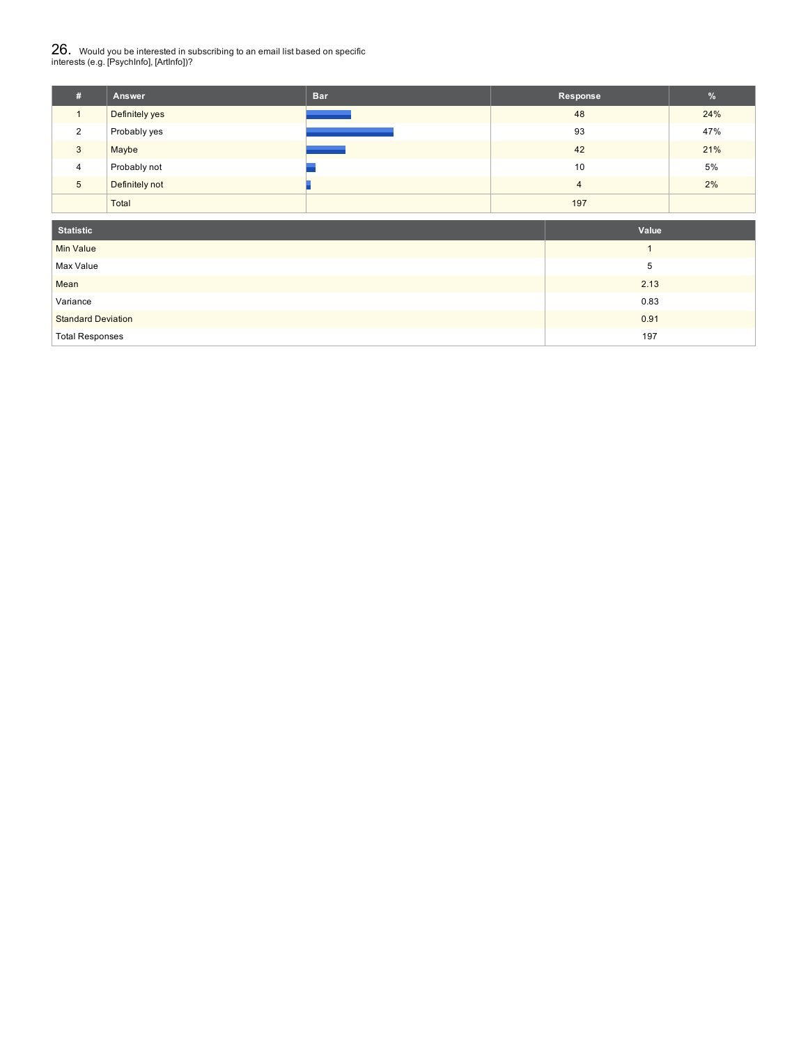## 26. Would you be interested in subscribing to an email list based on specific interests (e.g. [PsychInfo], [ArtInfo])?

| # | Answer | Bar | Response | % |
|---|---|---|---|---|
| 1 | Definitely yes | | 48 | 24% |
| 2 | Probably yes | | 93 | 47% |
| 3 | Maybe | | 42 | 21% |
| 4 | Probably not | | 10 | 5% |
| 5 | Definitely not | | 4 | 2% |
| | Total | | 197 | |

| Statistic | Value |
|---|---|
| Min Value | 1 |
| Max Value | 5 |
| Mean | 2.13 |
| Variance | 0.83 |
| Standard Deviation | 0.91 |
| Total Responses | 197 |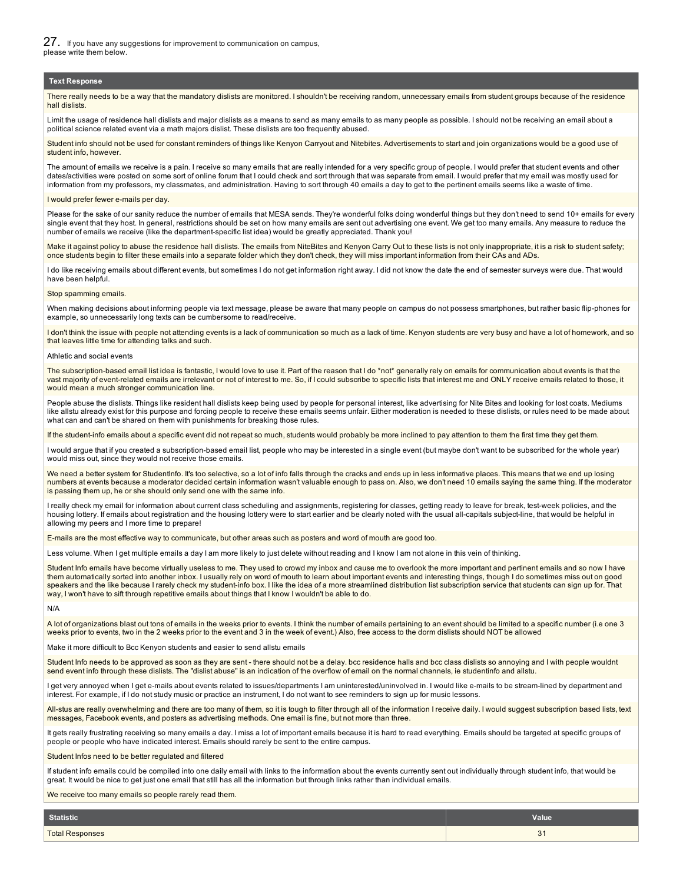## 27. If you have any suggestions for improvement to communication on campus, please write them below.

| Text Response |
|---|
| There really needs to be a way that the mandatory dislists are monitored. I shouldn't be receiving random, unnecessary emails from student groups because of the residence hall dislists. |
| Limit the usage of residence hall dislists and major dislists as a means to send as many emails to as many people as possible. I should not be receiving an email about a political science related event via a math majors dislist. These dislists are too frequently abused. |
| Student info should not be used for constant reminders of things like Kenyon Carryout and Nitebites. Advertisements to start and join organizations would be a good use of student info, however. |
| The amount of emails we receive is a pain. I receive so many emails that are really intended for a very specific group of people. I would prefer that student events and other dates/activities were posted on some sort of online forum that I could check and sort through that was separate from email. I would prefer that my email was mostly used for information from my professors, my classmates, and administration. Having to sort through 40 emails a day to get to the pertinent emails seems like a waste of time. |
| I would prefer fewer e-mails per day. |
| Please for the sake of our sanity reduce the number of emails that MESA sends. They're wonderful folks doing wonderful things but they don't need to send 10+ emails for every single event that they host. In general, restrictions should be set on how many emails are sent out advertising one event. We get too many emails. Any measure to reduce the number of emails we receive (like the department-specific list idea) would be greatly appreciated. Thank you! |
| Make it against policy to abuse the residence hall dislists. The emails from NiteBites and Kenyon Carry Out to these lists is not only inappropriate, it is a risk to student safety; once students begin to filter these emails into a separate folder which they don't check, they will miss important information from their CAs and ADs. |
| I do like receiving emails about different events, but sometimes I do not get information right away. I did not know the date the end of semester surveys were due. That would have been helpful. |
| Stop spamming emails. |
| When making decisions about informing people via text message, please be aware that many people on campus do not possess smartphones, but rather basic flip-phones for example, so unnecessarily long texts can be cumbersome to read/receive. |
| I don't think the issue with people not attending events is a lack of communication so much as a lack of time. Kenyon students are very busy and have a lot of homework, and so that leaves little time for attending talks and such. |
| Athletic and social events |
| The subscription-based email list idea is fantastic, I would love to use it. Part of the reason that I do *not* generally rely on emails for communication about events is that the vast majority of event-related emails are irrelevant or not of interest to me. So, if I could subscribe to specific lists that interest me and ONLY receive emails related to those, it would mean a much stronger communication line. |
| People abuse the dislists. Things like resident hall dislists keep being used by people for personal interest, like advertising for Nite Bites and looking for lost coats. Mediums like allstu already exist for this purpose and forcing people to receive these emails seems unfair. Either moderation is needed to these dislists, or rules need to be made about what can and can't be shared on them with punishments for breaking those rules. |
| If the student-info emails about a specific event did not repeat so much, students would probably be more inclined to pay attention to them the first time they get them. |
| I would argue that if you created a subscription-based email list, people who may be interested in a single event (but maybe don't want to be subscribed for the whole year) would miss out, since they would not receive those emails. |
| We need a better system for StudentInfo. It's too selective, so a lot of info falls through the cracks and ends up in less informative places. This means that we end up losing numbers at events because a moderator decided certain information wasn't valuable enough to pass on. Also, we don't need 10 emails saying the same thing. If the moderator is passing them up, he or she should only send one with the same info. |
| I really check my email for information about current class scheduling and assignments, registering for classes, getting ready to leave for break, test-week policies, and the housing lottery. If emails about registration and the housing lottery were to start earlier and be clearly noted with the usual all-capitals subject-line, that would be helpful in allowing my peers and I more time to prepare! |
| E-mails are the most effective way to communicate, but other areas such as posters and word of mouth are good too. |
| Less volume. When I get multiple emails a day I am more likely to just delete without reading and I know I am not alone in this vein of thinking. |
| Student Info emails have become virtually useless to me. They used to crowd my inbox and cause me to overlook the more important and pertinent emails and so now I have them automatically sorted into another inbox. I usually rely on word of mouth to learn about important events and interesting things, though I do sometimes miss out on good speakers and the like because I rarely check my student-info box. I like the idea of a more streamlined distribution list subscription service that students can sign up for. That way, I won't have to sift through repetitive emails about things that I know I wouldn't be able to do. |
| N/A |
| A lot of organizations blast out tons of emails in the weeks prior to events. I think the number of emails pertaining to an event should be limited to a specific number (i.e one 3 weeks prior to events, two in the 2 weeks prior to the event and 3 in the week of event.) Also, free access to the dorm dislists should NOT be allowed |
| Make it more difficult to Bcc Kenyon students and easier to send allstu emails |
| Student Info needs to be approved as soon as they are sent - there should not be a delay. bcc residence halls and bcc class dislists so annoying and I with people wouldnt send event info through these dislists. The "dislist abuse" is an indication of the overflow of email on the normal channels, ie studentinfo and allstu. |
| I get very annoyed when I get e-mails about events related to issues/departments I am uninterested/uninvolved in. I would like e-mails to be stream-lined by department and interest. For example, if I do not study music or practice an instrument, I do not want to see reminders to sign up for music lessons. |
| All-stus are really overwhelming and there are too many of them, so it is tough to filter through all of the information I receive daily. I would suggest subscription based lists, text messages, Facebook events, and posters as advertising methods. One email is fine, but not more than three. |
| It gets really frustrating receiving so many emails a day. I miss a lot of important emails because it is hard to read everything. Emails should be targeted at specific groups of people or people who have indicated interest. Emails should rarely be sent to the entire campus. |
| Student Infos need to be better regulated and filtered |
| If student info emails could be compiled into one daily email with links to the information about the events currently sent out individually through student info, that would be great. It would be nice to get just one email that still has all the information but through links rather than individual emails. |
| We receive too many emails so people rarely read them. |

| Statistic | Value |
|---|---|
| Total Responses | 31 |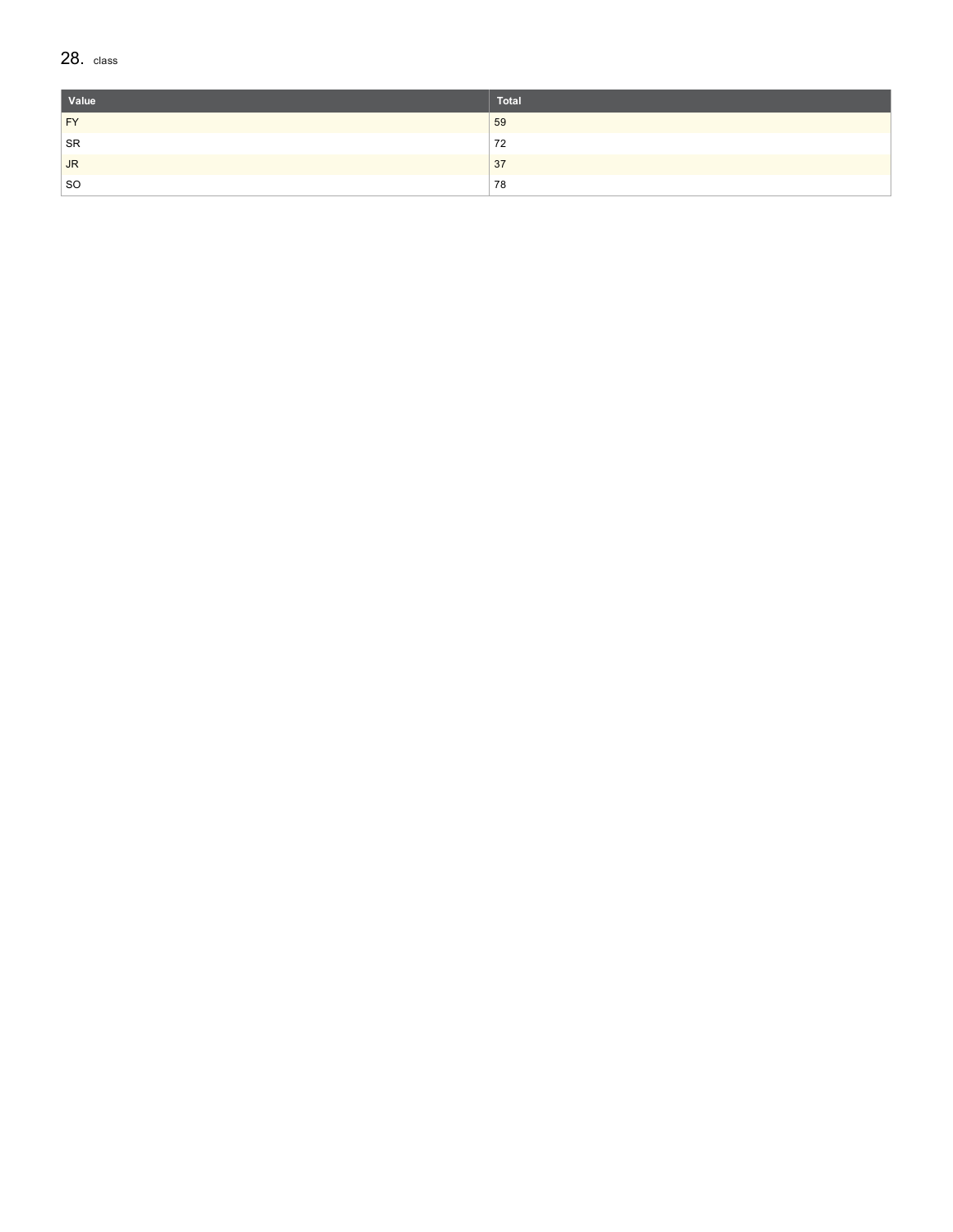28. class

| Value | Total |
| --- | --- |
| FY | 59 |
| SR | 72 |
| JR | 37 |
| SO | 78 |